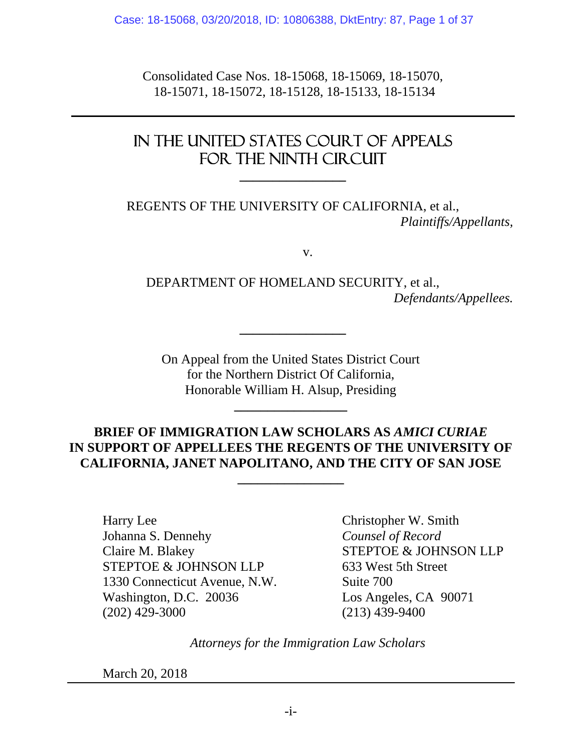Consolidated Case Nos. 18-15068, 18-15069, 18-15070, 18-15071, 18-15072, 18-15128, 18-15133, 18-15134

# IN THE UNITED STATES COURT OF APPEALS FOR THE NINTH CIRCUIT

REGENTS OF THE UNIVERSITY OF CALIFORNIA, et al.,
*Plaintiffs/Appellants*,

v.

DEPARTMENT OF HOMELAND SECURITY, et al.,
*Defendants/Appellees.*

On Appeal from the United States District Court
for the Northern District Of California,
Honorable William H. Alsup, Presiding

**BRIEF OF IMMIGRATION LAW SCHOLARS AS *AMICI CURIAE* IN SUPPORT OF APPELLEES THE REGENTS OF THE UNIVERSITY OF CALIFORNIA, JANET NAPOLITANO, AND THE CITY OF SAN JOSE**

Harry Lee
Johanna S. Dennehy
Claire M. Blakey
STEPTOE & JOHNSON LLP
1330 Connecticut Avenue, N.W.
Washington, D.C. 20036
(202) 429-3000

Christopher W. Smith
*Counsel of Record*
STEPTOE & JOHNSON LLP
633 West 5th Street
Suite 700
Los Angeles, CA 90071
(213) 439-9400

*Attorneys for the Immigration Law Scholars*

March 20, 2018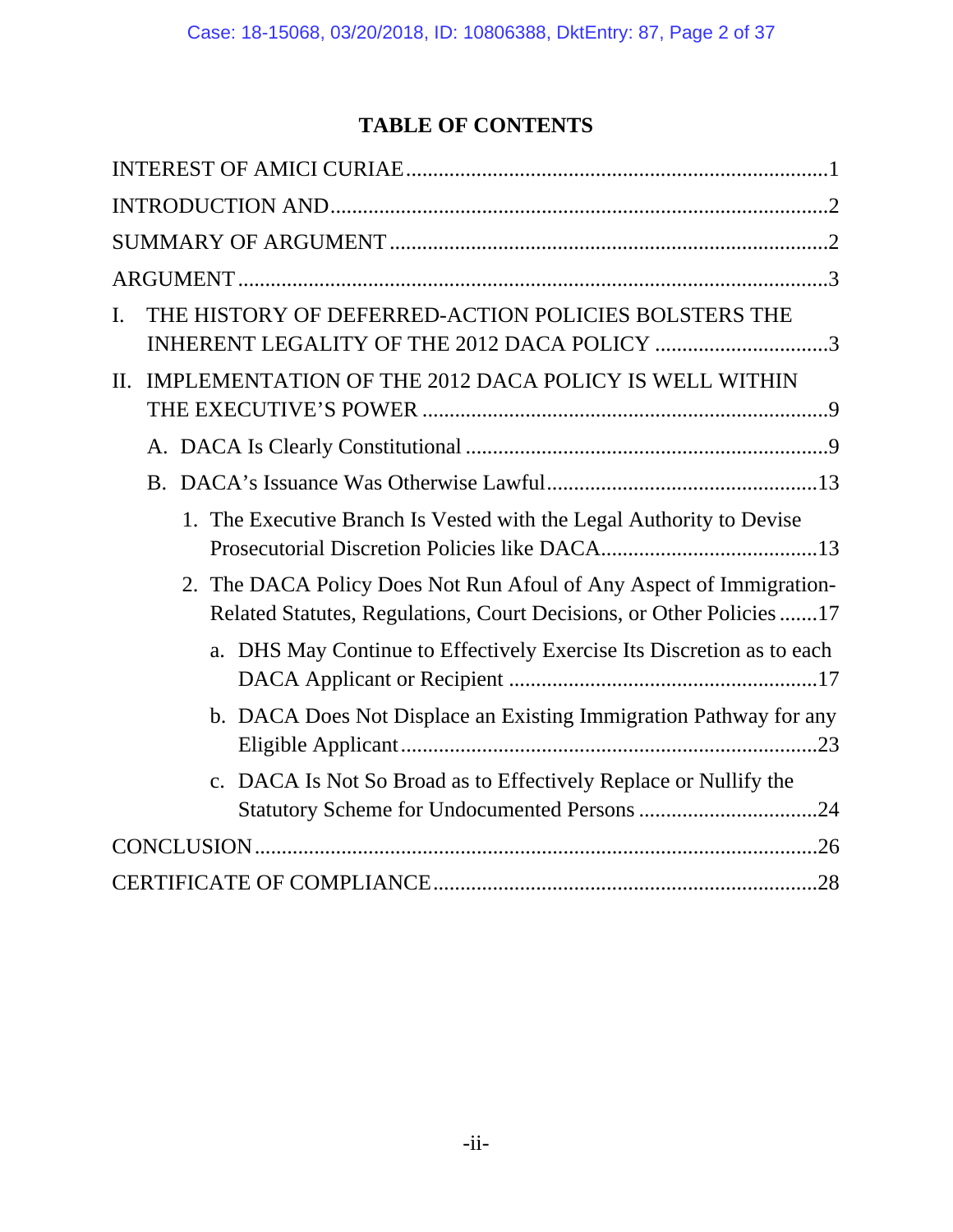## TABLE OF CONTENTS

INTEREST OF AMICI CURIAE ........................................ 1

INTRODUCTION AND ........................................ 2

SUMMARY OF ARGUMENT ........................................ 2

ARGUMENT ........................................ 3

I. THE HISTORY OF DEFERRED-ACTION POLICIES BOLSTERS THE INHERENT LEGALITY OF THE 2012 DACA POLICY ........................................ 3

II. IMPLEMENTATION OF THE 2012 DACA POLICY IS WELL WITHIN THE EXECUTIVE'S POWER ........................................ 9

- A. DACA Is Clearly Constitutional ........................................ 9
- B. DACA's Issuance Was Otherwise Lawful ........................................ 13
  1. The Executive Branch Is Vested with the Legal Authority to Devise Prosecutorial Discretion Policies like DACA ........................................ 13
  2. The DACA Policy Does Not Run Afoul of Any Aspect of Immigration-Related Statutes, Regulations, Court Decisions, or Other Policies ....... 17
     - a. DHS May Continue to Effectively Exercise Its Discretion as to each DACA Applicant or Recipient ........................................ 17
     - b. DACA Does Not Displace an Existing Immigration Pathway for any Eligible Applicant ........................................ 23
     - c. DACA Is Not So Broad as to Effectively Replace or Nullify the Statutory Scheme for Undocumented Persons ........................................ 24

CONCLUSION ........................................ 26

CERTIFICATE OF COMPLIANCE ........................................ 28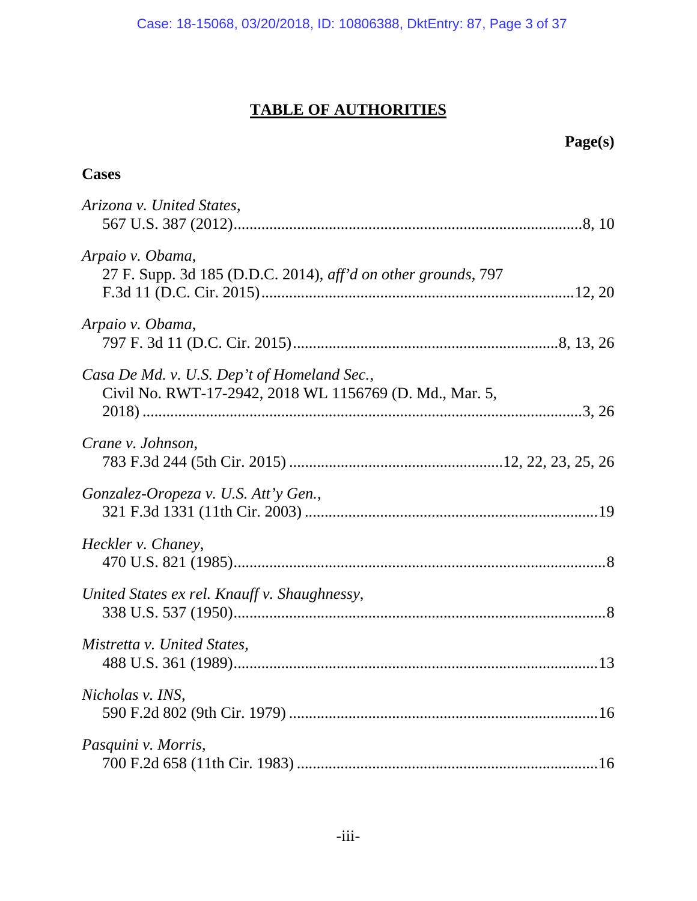# TABLE OF AUTHORITIES

**Page(s)**

**Cases**

*Arizona v. United States*,
567 U.S. 387 (2012)....................................................................................8, 10

*Arpaio v. Obama*,
27 F. Supp. 3d 185 (D.D.C. 2014), *aff'd on other grounds*, 797 F.3d 11 (D.C. Cir. 2015)...........................................................................12, 20

*Arpaio v. Obama*,
797 F. 3d 11 (D.C. Cir. 2015)...............................................................8, 13, 26

*Casa De Md. v. U.S. Dep't of Homeland Sec.*,
Civil No. RWT-17-2942, 2018 WL 1156769 (D. Md., Mar. 5, 2018) ........................................................................................................3, 26

*Crane v. Johnson*,
783 F.3d 244 (5th Cir. 2015) ..................................................12, 22, 23, 25, 26

*Gonzalez-Oropeza v. U.S. Att'y Gen.*,
321 F.3d 1331 (11th Cir. 2003) .......................................................................19

*Heckler v. Chaney*,
470 U.S. 821 (1985)..........................................................................................8

*United States ex rel. Knauff v. Shaughnessy*,
338 U.S. 537 (1950)..........................................................................................8

*Mistretta v. United States*,
488 U.S. 361 (1989)........................................................................................13

*Nicholas v. INS*,
590 F.2d 802 (9th Cir. 1979) ..........................................................................16

*Pasquini v. Morris*,
700 F.2d 658 (11th Cir. 1983) ........................................................................16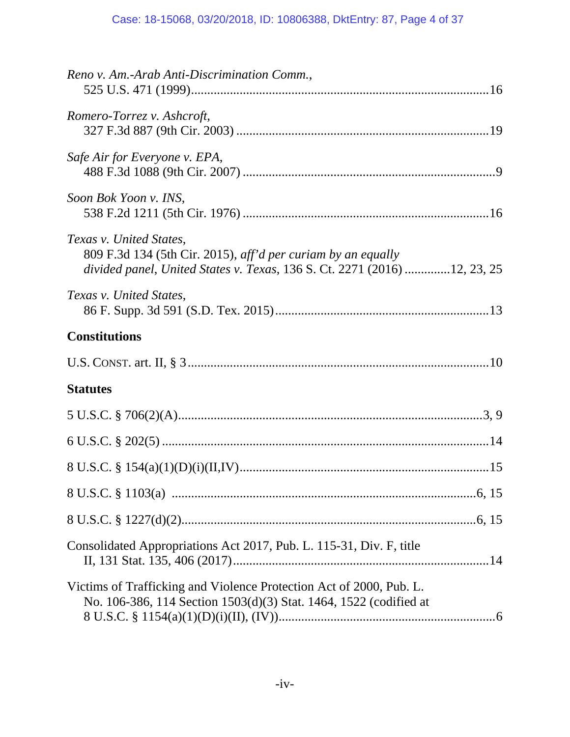*Reno v. Am.-Arab Anti-Discrimination Comm.*,
525 U.S. 471 (1999)........................................................................................16

*Romero-Torrez v. Ashcroft*,
327 F.3d 887 (9th Cir. 2003) ...........................................................................19

*Safe Air for Everyone v. EPA*,
488 F.3d 1088 (9th Cir. 2007) ...........................................................................9

*Soon Bok Yoon v. INS*,
538 F.2d 1211 (5th Cir. 1976) .........................................................................16

*Texas v. United States*,
809 F.3d 134 (5th Cir. 2015), *aff'd per curiam by an equally divided panel*, *United States v. Texas*, 136 S. Ct. 2271 (2016) .............12, 23, 25

*Texas v. United States*,
86 F. Supp. 3d 591 (S.D. Tex. 2015)................................................................13

**Constitutions**

U.S. CONST. art. II, § 3.........................................................................................10

**Statutes**

5 U.S.C. § 706(2)(A)...........................................................................................3, 9

6 U.S.C. § 202(5) .................................................................................................14

8 U.S.C. § 154(a)(1)(D)(i)(II,IV).........................................................................15

8 U.S.C. § 1103(a) ............................................................................................6, 15

8 U.S.C. § 1227(d)(2).......................................................................................6, 15

Consolidated Appropriations Act 2017, Pub. L. 115-31, Div. F, title II, 131 Stat. 135, 406 (2017)............................................................................14

Victims of Trafficking and Violence Protection Act of 2000, Pub. L. No. 106-386, 114 Section 1503(d)(3) Stat. 1464, 1522 (codified at 8 U.S.C. § 1154(a)(1)(D)(i)(II), (IV)).................................................................6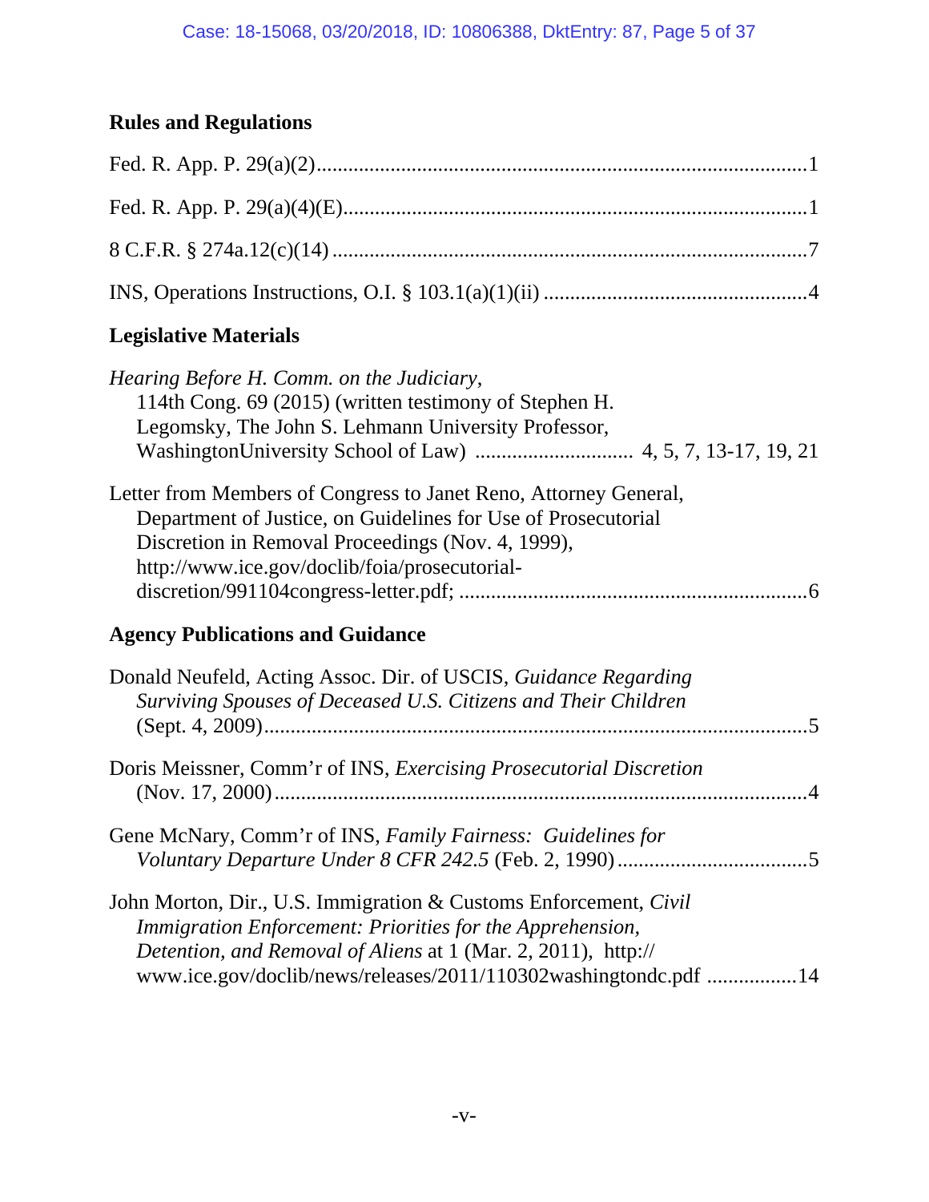## Rules and Regulations

Fed. R. App. P. 29(a)(2) .......................................................................................... 1

Fed. R. App. P. 29(a)(4)(E) ...................................................................................... 1

8 C.F.R. § 274a.12(c)(14) ......................................................................................... 7

INS, Operations Instructions, O.I. § 103.1(a)(1)(ii) ................................................. 4

## Legislative Materials

*Hearing Before H. Comm. on the Judiciary*,
114th Cong. 69 (2015) (written testimony of Stephen H. Legomsky, The John S. Lehmann University Professor, WashingtonUniversity School of Law) ............................. 4, 5, 7, 13-17, 19, 21

Letter from Members of Congress to Janet Reno, Attorney General, Department of Justice, on Guidelines for Use of Prosecutorial Discretion in Removal Proceedings (Nov. 4, 1999), http://www.ice.gov/doclib/foia/prosecutorial-discretion/991104congress-letter.pdf; ................................................................ 6

## Agency Publications and Guidance

Donald Neufeld, Acting Assoc. Dir. of USCIS, *Guidance Regarding Surviving Spouses of Deceased U.S. Citizens and Their Children* (Sept. 4, 2009) ..................................................................................... 5

Doris Meissner, Comm'r of INS, *Exercising Prosecutorial Discretion* (Nov. 17, 2000) ................................................................................... 4

Gene McNary, Comm'r of INS, *Family Fairness: Guidelines for Voluntary Departure Under 8 CFR 242.5* (Feb. 2, 1990) ................................... 5

John Morton, Dir., U.S. Immigration & Customs Enforcement, *Civil Immigration Enforcement: Priorities for the Apprehension, Detention, and Removal of Aliens* at 1 (Mar. 2, 2011), http:// www.ice.gov/doclib/news/releases/2011/110302washingtondc.pdf ................ 14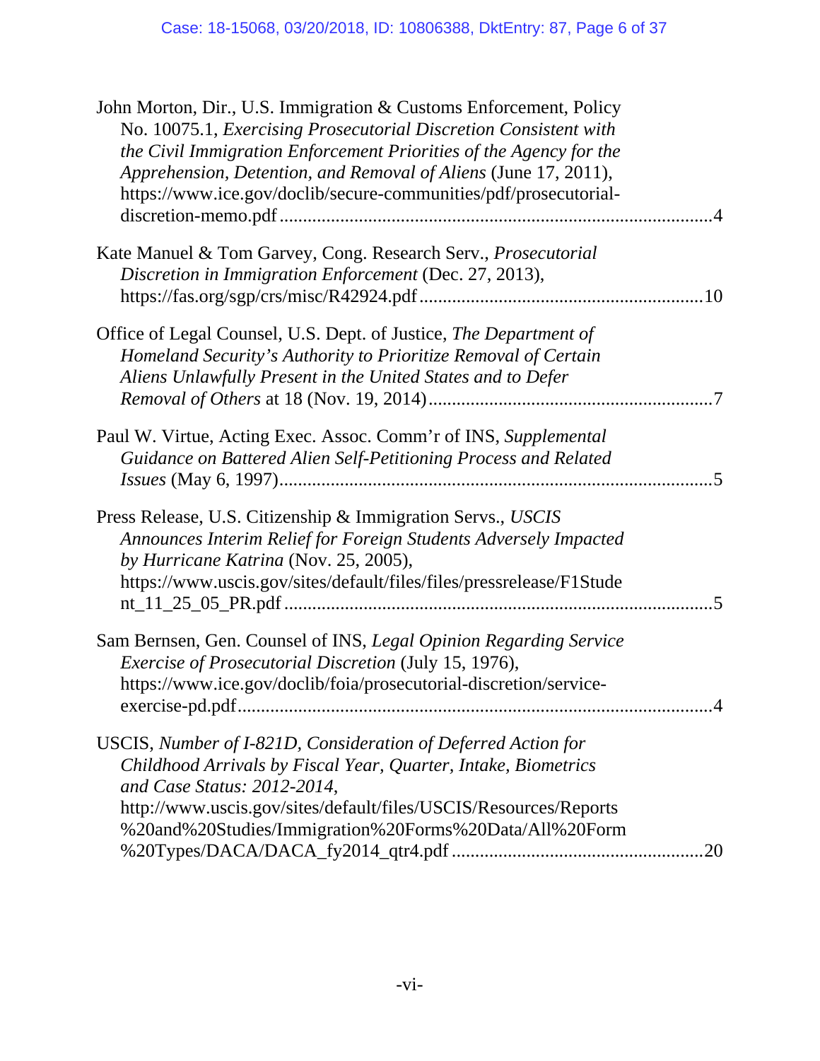John Morton, Dir., U.S. Immigration & Customs Enforcement, Policy No. 10075.1, *Exercising Prosecutorial Discretion Consistent with the Civil Immigration Enforcement Priorities of the Agency for the Apprehension, Detention, and Removal of Aliens* (June 17, 2011), https://www.ice.gov/doclib/secure-communities/pdf/prosecutorial-discretion-memo.pdf ....................................................................................4

Kate Manuel & Tom Garvey, Cong. Research Serv., *Prosecutorial Discretion in Immigration Enforcement* (Dec. 27, 2013), https://fas.org/sgp/crs/misc/R42924.pdf ...........................................................10

Office of Legal Counsel, U.S. Dept. of Justice, *The Department of Homeland Security's Authority to Prioritize Removal of Certain Aliens Unlawfully Present in the United States and to Defer Removal of Others* at 18 (Nov. 19, 2014).............................................................7

Paul W. Virtue, Acting Exec. Assoc. Comm'r of INS, *Supplemental Guidance on Battered Alien Self-Petitioning Process and Related Issues* (May 6, 1997)............................................................................................5

Press Release, U.S. Citizenship & Immigration Servs., *USCIS Announces Interim Relief for Foreign Students Adversely Impacted by Hurricane Katrina* (Nov. 25, 2005), https://www.uscis.gov/sites/default/files/files/pressrelease/F1Student_11_25_05_PR.pdf ...........................................................................................5

Sam Bernsen, Gen. Counsel of INS, *Legal Opinion Regarding Service Exercise of Prosecutorial Discretion* (July 15, 1976), https://www.ice.gov/doclib/foia/prosecutorial-discretion/service-exercise-pd.pdf......................................................................................................4

USCIS, *Number of I-821D, Consideration of Deferred Action for Childhood Arrivals by Fiscal Year, Quarter, Intake, Biometrics and Case Status: 2012-2014*, http://www.uscis.gov/sites/default/files/USCIS/Resources/Reports%20and%20Studies/Immigration%20Forms%20Data/All%20Form%20Types/DACA/DACA_fy2014_qtr4.pdf .....................................................20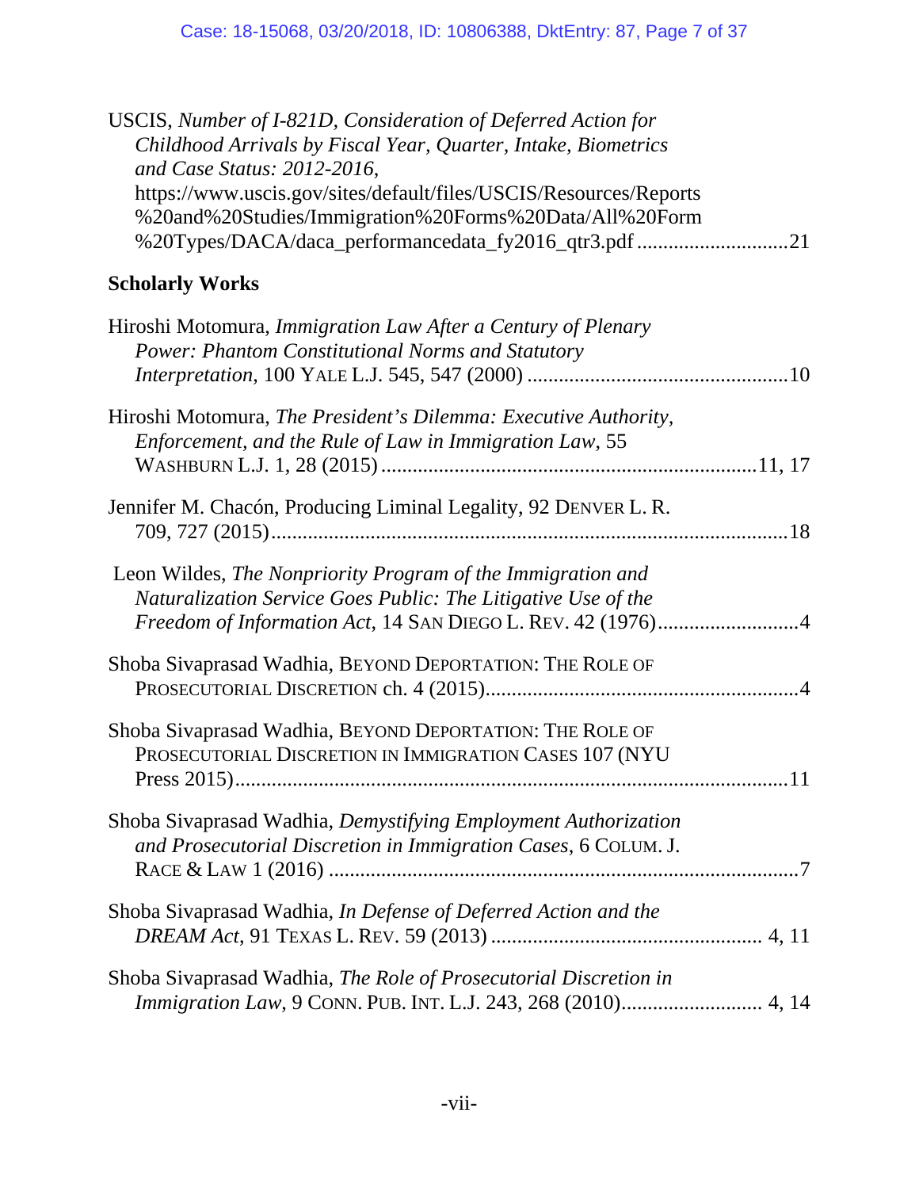USCIS, *Number of I-821D, Consideration of Deferred Action for Childhood Arrivals by Fiscal Year, Quarter, Intake, Biometrics and Case Status: 2012-2016*, https://www.uscis.gov/sites/default/files/USCIS/Resources/Reports%20and%20Studies/Immigration%20Forms%20Data/All%20Form%20Types/DACA/daca_performancedata_fy2016_qtr3.pdf ............................21

**Scholarly Works**

Hiroshi Motomura, *Immigration Law After a Century of Plenary Power: Phantom Constitutional Norms and Statutory Interpretation*, 100 YALE L.J. 545, 547 (2000) ..................................................10

Hiroshi Motomura, *The President's Dilemma: Executive Authority, Enforcement, and the Rule of Law in Immigration Law*, 55 WASHBURN L.J. 1, 28 (2015) ......................................................................11, 17

Jennifer M. Chacón, Producing Liminal Legality, 92 DENVER L. R. 709, 727 (2015)..................................................................................................18

Leon Wildes, *The Nonpriority Program of the Immigration and Naturalization Service Goes Public: The Litigative Use of the Freedom of Information Act*, 14 SAN DIEGO L. REV. 42 (1976)...........................4

Shoba Sivaprasad Wadhia, BEYOND DEPORTATION: THE ROLE OF PROSECUTORIAL DISCRETION ch. 4 (2015)............................................................4

Shoba Sivaprasad Wadhia, BEYOND DEPORTATION: THE ROLE OF PROSECUTORIAL DISCRETION IN IMMIGRATION CASES 107 (NYU Press 2015).........................................................................................................11

Shoba Sivaprasad Wadhia, *Demystifying Employment Authorization and Prosecutorial Discretion in Immigration Cases*, 6 COLUM. J. RACE & LAW 1 (2016) .........................................................................................7

Shoba Sivaprasad Wadhia, *In Defense of Deferred Action and the DREAM Act*, 91 TEXAS L. REV. 59 (2013) ................................................... 4, 11

Shoba Sivaprasad Wadhia, *The Role of Prosecutorial Discretion in Immigration Law*, 9 CONN. PUB. INT. L.J. 243, 268 (2010)........................... 4, 14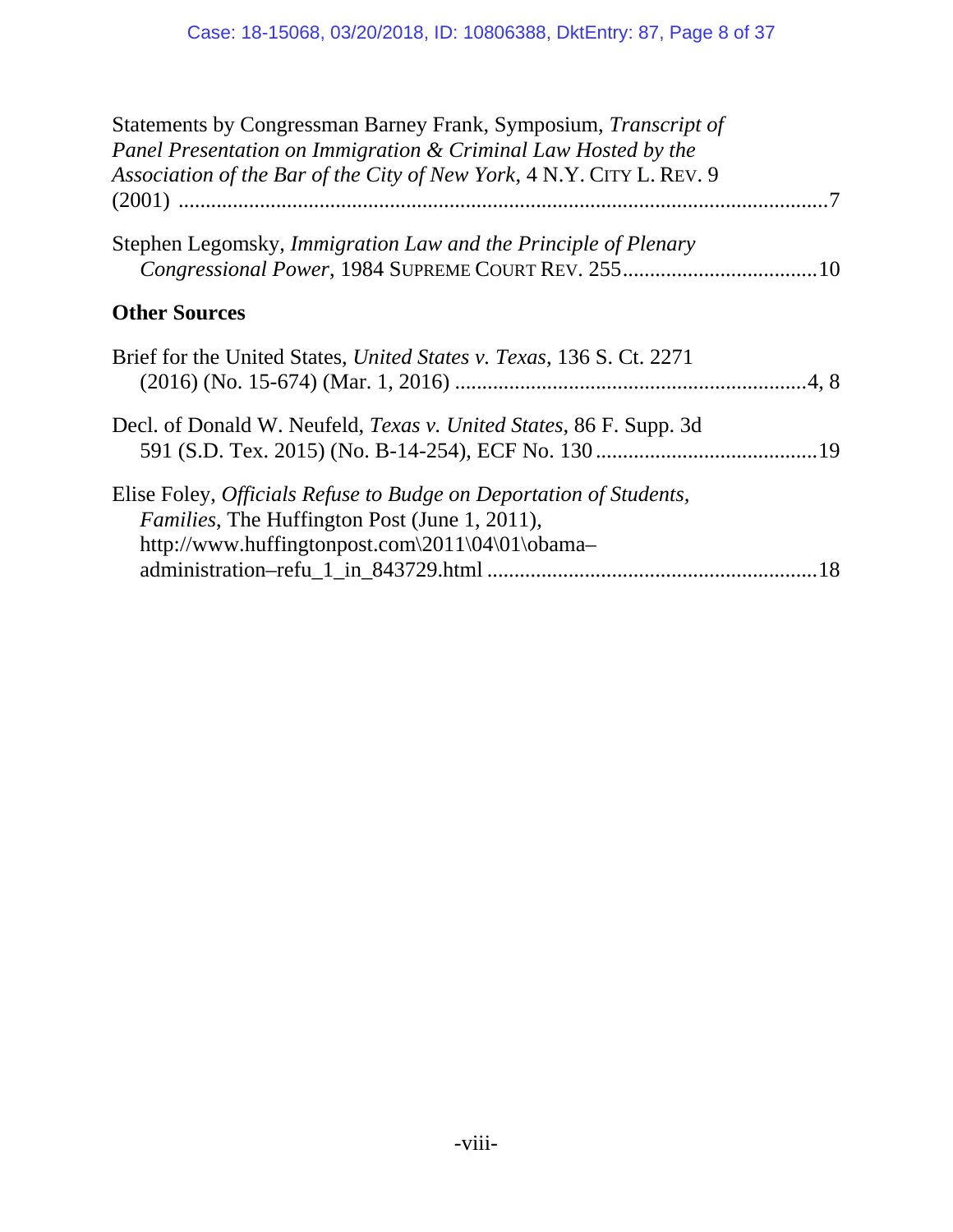Statements by Congressman Barney Frank, Symposium, *Transcript of Panel Presentation on Immigration & Criminal Law Hosted by the Association of the Bar of the City of New York*, 4 N.Y. CITY L. REV. 9 (2001) ....................7

Stephen Legomsky, *Immigration Law and the Principle of Plenary Congressional Power*, 1984 SUPREME COURT REV. 255....................10

**Other Sources**

Brief for the United States, *United States v. Texas*, 136 S. Ct. 2271 (2016) (No. 15-674) (Mar. 1, 2016) ....................4, 8

Decl. of Donald W. Neufeld, *Texas v. United States*, 86 F. Supp. 3d 591 (S.D. Tex. 2015) (No. B-14-254), ECF No. 130 ....................19

Elise Foley, *Officials Refuse to Budge on Deportation of Students, Families*, The Huffington Post (June 1, 2011), http://www.huffingtonpost.com\2011\04\01\obama–administration–refu_1_in_843729.html ....................18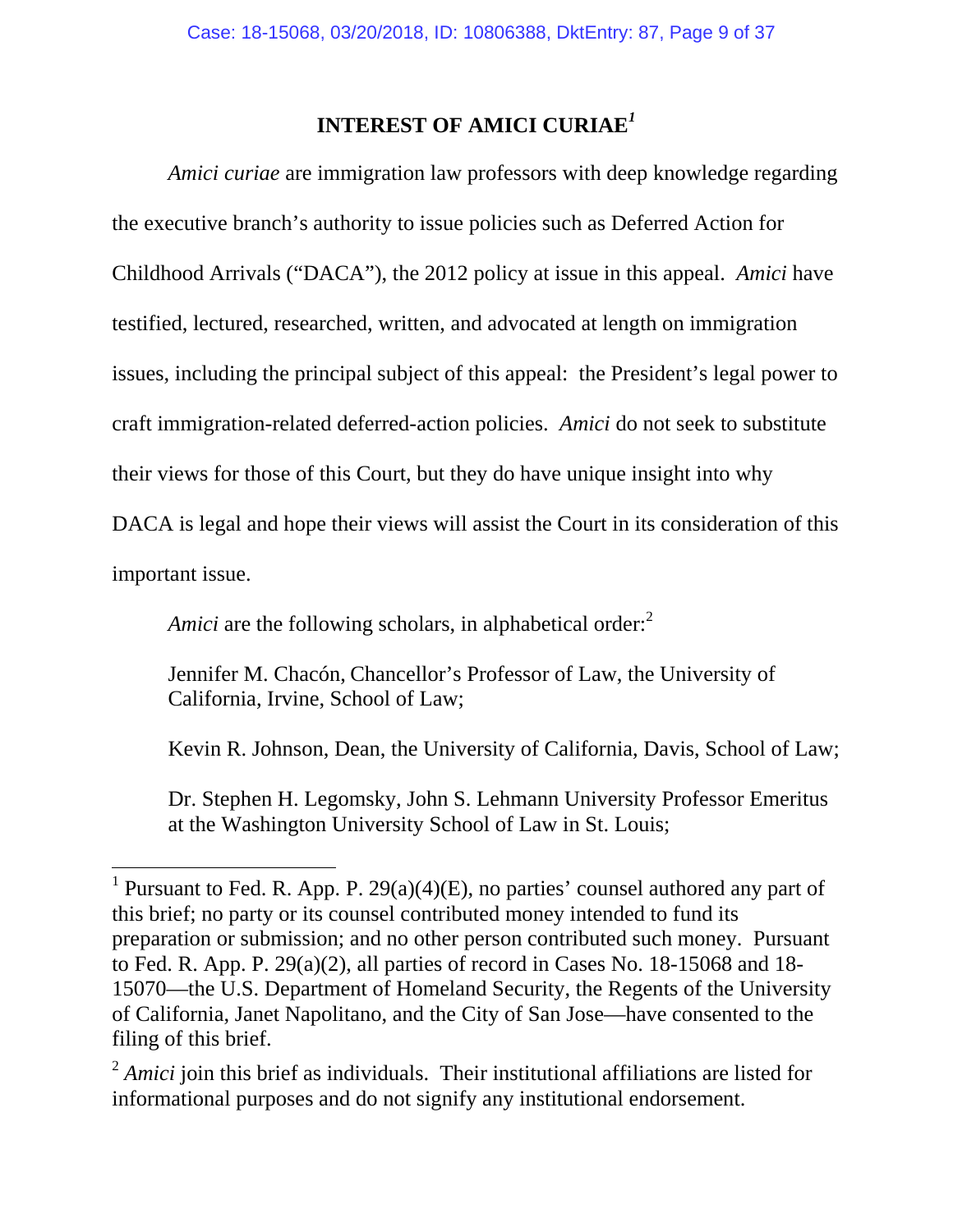## INTEREST OF AMICI CURIAE[1]

*Amici curiae* are immigration law professors with deep knowledge regarding the executive branch's authority to issue policies such as Deferred Action for Childhood Arrivals ("DACA"), the 2012 policy at issue in this appeal. *Amici* have testified, lectured, researched, written, and advocated at length on immigration issues, including the principal subject of this appeal: the President's legal power to craft immigration-related deferred-action policies. *Amici* do not seek to substitute their views for those of this Court, but they do have unique insight into why DACA is legal and hope their views will assist the Court in its consideration of this important issue.

*Amici* are the following scholars, in alphabetical order:[2]

Jennifer M. Chacón, Chancellor's Professor of Law, the University of California, Irvine, School of Law;

Kevin R. Johnson, Dean, the University of California, Davis, School of Law;

Dr. Stephen H. Legomsky, John S. Lehmann University Professor Emeritus at the Washington University School of Law in St. Louis;

---

[1] Pursuant to Fed. R. App. P. 29(a)(4)(E), no parties' counsel authored any part of this brief; no party or its counsel contributed money intended to fund its preparation or submission; and no other person contributed such money. Pursuant to Fed. R. App. P. 29(a)(2), all parties of record in Cases No. 18-15068 and 18-15070—the U.S. Department of Homeland Security, the Regents of the University of California, Janet Napolitano, and the City of San Jose—have consented to the filing of this brief.

[2] *Amici* join this brief as individuals. Their institutional affiliations are listed for informational purposes and do not signify any institutional endorsement.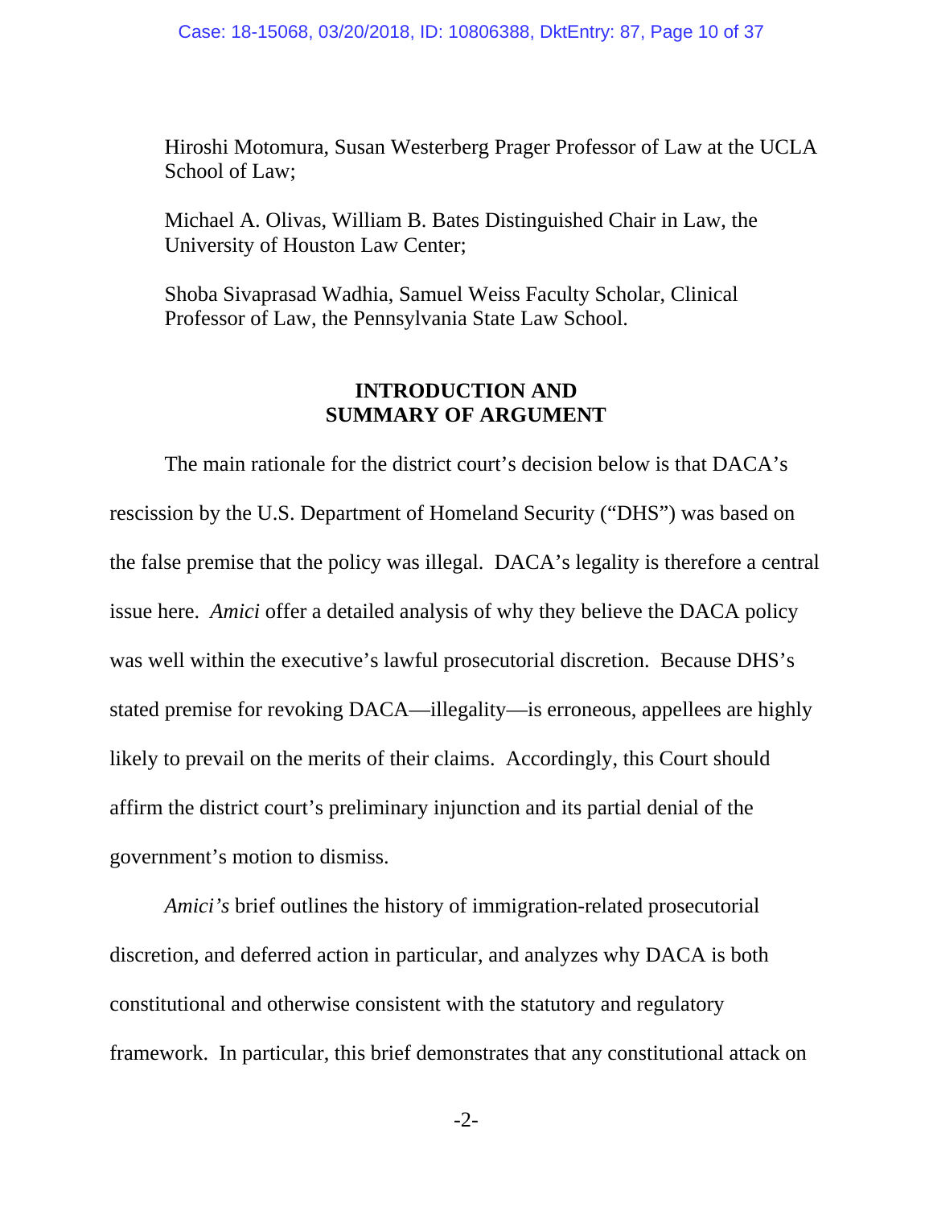Hiroshi Motomura, Susan Westerberg Prager Professor of Law at the UCLA School of Law;

Michael A. Olivas, William B. Bates Distinguished Chair in Law, the University of Houston Law Center;

Shoba Sivaprasad Wadhia, Samuel Weiss Faculty Scholar, Clinical Professor of Law, the Pennsylvania State Law School.

## INTRODUCTION AND SUMMARY OF ARGUMENT

The main rationale for the district court's decision below is that DACA's rescission by the U.S. Department of Homeland Security ("DHS") was based on the false premise that the policy was illegal. DACA's legality is therefore a central issue here. *Amici* offer a detailed analysis of why they believe the DACA policy was well within the executive's lawful prosecutorial discretion. Because DHS's stated premise for revoking DACA—illegality—is erroneous, appellees are highly likely to prevail on the merits of their claims. Accordingly, this Court should affirm the district court's preliminary injunction and its partial denial of the government's motion to dismiss.

*Amici's* brief outlines the history of immigration-related prosecutorial discretion, and deferred action in particular, and analyzes why DACA is both constitutional and otherwise consistent with the statutory and regulatory framework. In particular, this brief demonstrates that any constitutional attack on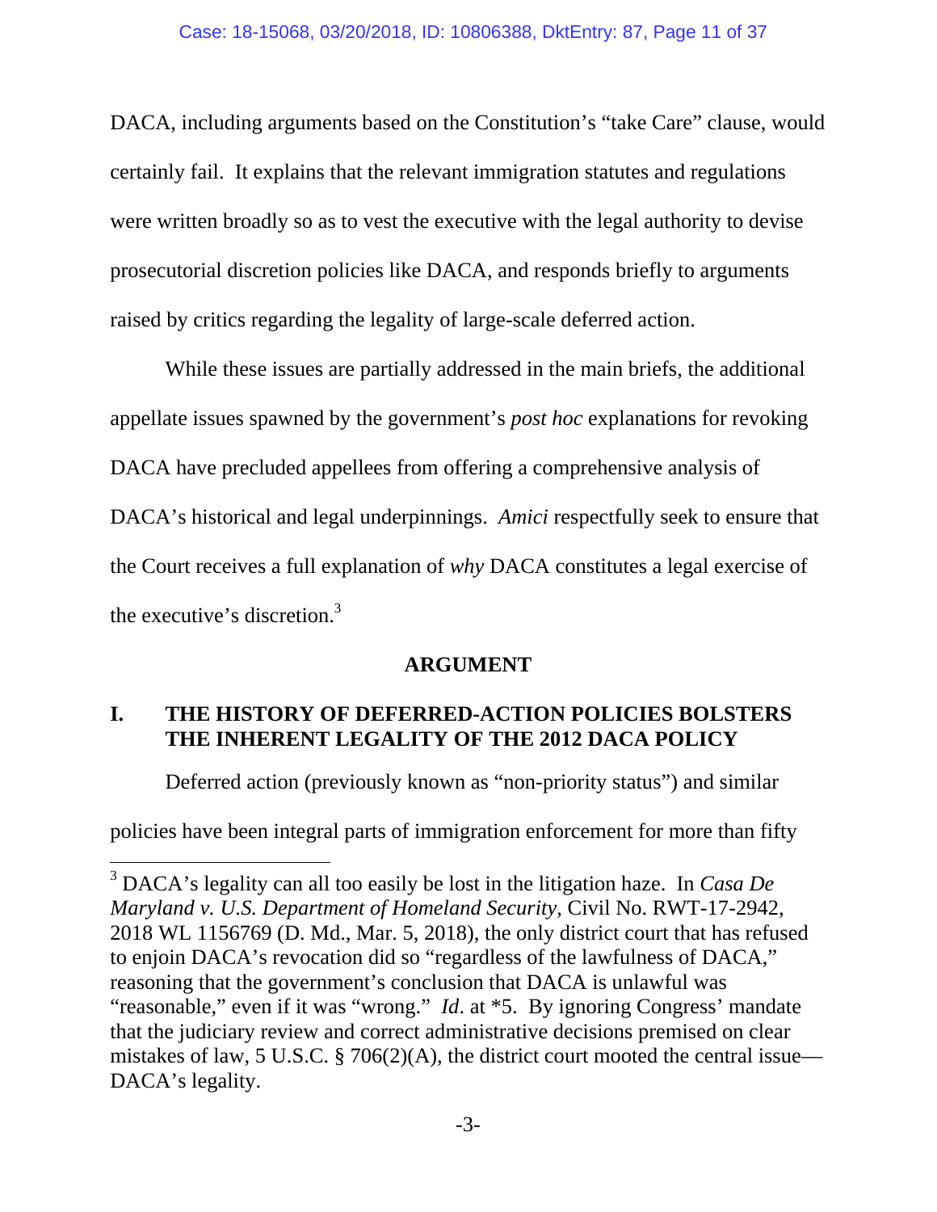DACA, including arguments based on the Constitution's "take Care" clause, would certainly fail. It explains that the relevant immigration statutes and regulations were written broadly so as to vest the executive with the legal authority to devise prosecutorial discretion policies like DACA, and responds briefly to arguments raised by critics regarding the legality of large-scale deferred action.

While these issues are partially addressed in the main briefs, the additional appellate issues spawned by the government's *post hoc* explanations for revoking DACA have precluded appellees from offering a comprehensive analysis of DACA's historical and legal underpinnings. *Amici* respectfully seek to ensure that the Court receives a full explanation of *why* DACA constitutes a legal exercise of the executive's discretion.[3]

## ARGUMENT

### I. THE HISTORY OF DEFERRED-ACTION POLICIES BOLSTERS THE INHERENT LEGALITY OF THE 2012 DACA POLICY

Deferred action (previously known as "non-priority status") and similar policies have been integral parts of immigration enforcement for more than fifty

---

[3] DACA's legality can all too easily be lost in the litigation haze. In *Casa De Maryland v. U.S. Department of Homeland Security*, Civil No. RWT-17-2942, 2018 WL 1156769 (D. Md., Mar. 5, 2018), the only district court that has refused to enjoin DACA's revocation did so "regardless of the lawfulness of DACA," reasoning that the government's conclusion that DACA is unlawful was "reasonable," even if it was "wrong." *Id*. at *5. By ignoring Congress' mandate that the judiciary review and correct administrative decisions premised on clear mistakes of law, 5 U.S.C. § 706(2)(A), the district court mooted the central issue—DACA's legality.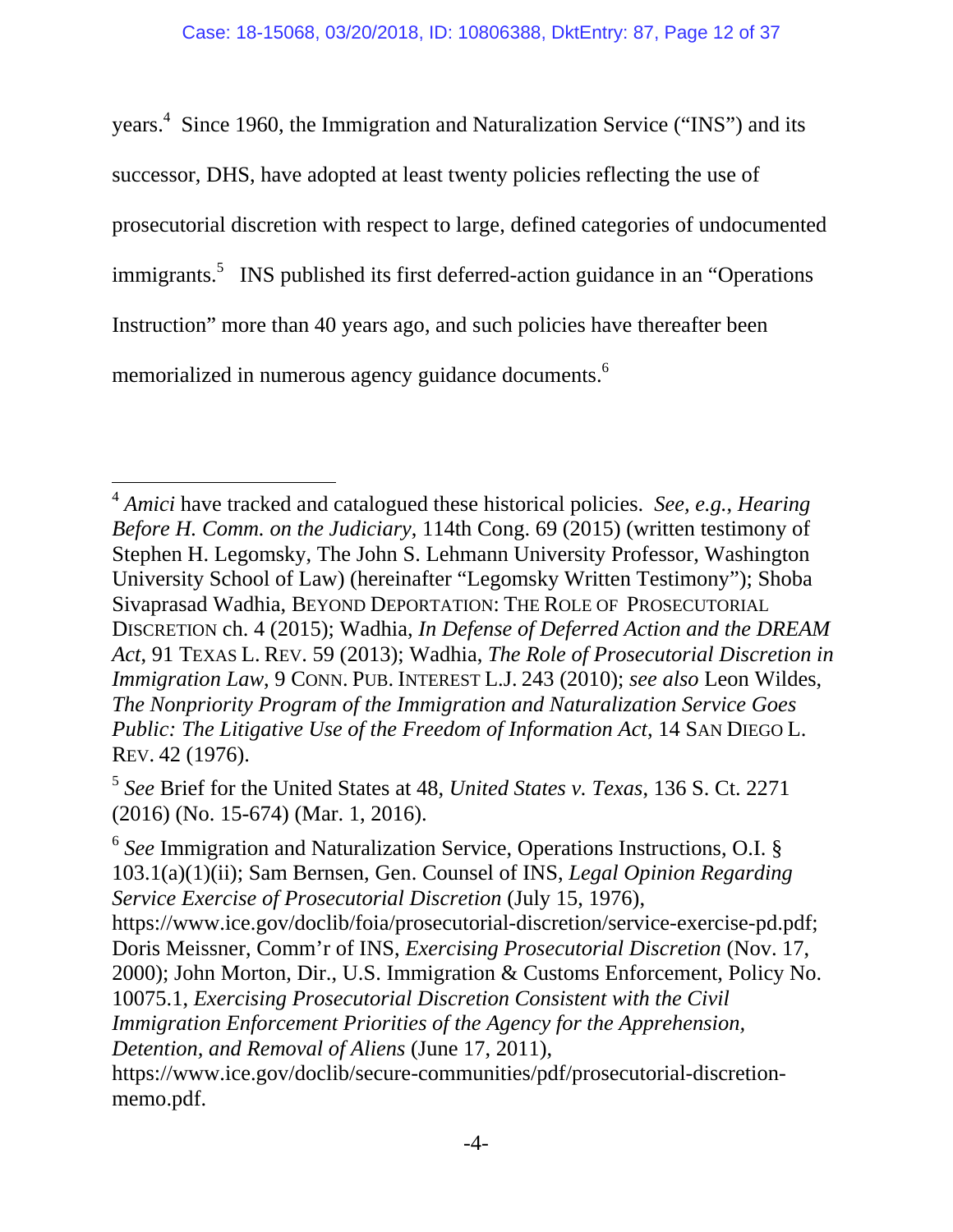years.[4] Since 1960, the Immigration and Naturalization Service ("INS") and its successor, DHS, have adopted at least twenty policies reflecting the use of prosecutorial discretion with respect to large, defined categories of undocumented immigrants.[5] INS published its first deferred-action guidance in an "Operations Instruction" more than 40 years ago, and such policies have thereafter been memorialized in numerous agency guidance documents.[6]

---

[4] *Amici* have tracked and catalogued these historical policies. *See, e.g.*, *Hearing Before H. Comm. on the Judiciary*, 114th Cong. 69 (2015) (written testimony of Stephen H. Legomsky, The John S. Lehmann University Professor, Washington University School of Law) (hereinafter "Legomsky Written Testimony"); Shoba Sivaprasad Wadhia, BEYOND DEPORTATION: THE ROLE OF PROSECUTORIAL DISCRETION ch. 4 (2015); Wadhia, *In Defense of Deferred Action and the DREAM Act*, 91 TEXAS L. REV. 59 (2013); Wadhia, *The Role of Prosecutorial Discretion in Immigration Law*, 9 CONN. PUB. INTEREST L.J. 243 (2010); *see also* Leon Wildes, *The Nonpriority Program of the Immigration and Naturalization Service Goes Public: The Litigative Use of the Freedom of Information Act*, 14 SAN DIEGO L. REV. 42 (1976).

[5] *See* Brief for the United States at 48, *United States v. Texas*, 136 S. Ct. 2271 (2016) (No. 15-674) (Mar. 1, 2016).

[6] *See* Immigration and Naturalization Service, Operations Instructions, O.I. § 103.1(a)(1)(ii); Sam Bernsen, Gen. Counsel of INS, *Legal Opinion Regarding Service Exercise of Prosecutorial Discretion* (July 15, 1976), https://www.ice.gov/doclib/foia/prosecutorial-discretion/service-exercise-pd.pdf; Doris Meissner, Comm'r of INS, *Exercising Prosecutorial Discretion* (Nov. 17, 2000); John Morton, Dir., U.S. Immigration & Customs Enforcement, Policy No. 10075.1, *Exercising Prosecutorial Discretion Consistent with the Civil Immigration Enforcement Priorities of the Agency for the Apprehension, Detention, and Removal of Aliens* (June 17, 2011), https://www.ice.gov/doclib/secure-communities/pdf/prosecutorial-discretion-memo.pdf.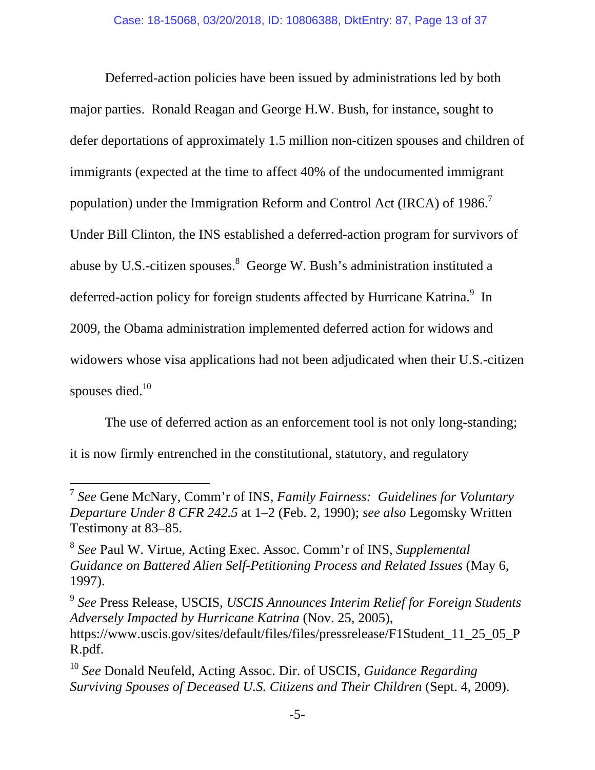Deferred-action policies have been issued by administrations led by both major parties. Ronald Reagan and George H.W. Bush, for instance, sought to defer deportations of approximately 1.5 million non-citizen spouses and children of immigrants (expected at the time to affect 40% of the undocumented immigrant population) under the Immigration Reform and Control Act (IRCA) of 1986.[7] Under Bill Clinton, the INS established a deferred-action program for survivors of abuse by U.S.-citizen spouses.[8] George W. Bush's administration instituted a deferred-action policy for foreign students affected by Hurricane Katrina.[9] In 2009, the Obama administration implemented deferred action for widows and widowers whose visa applications had not been adjudicated when their U.S.-citizen spouses died.[10]

The use of deferred action as an enforcement tool is not only long-standing; it is now firmly entrenched in the constitutional, statutory, and regulatory

---

[7] *See* Gene McNary, Comm'r of INS, *Family Fairness: Guidelines for Voluntary Departure Under 8 CFR 242.5* at 1–2 (Feb. 2, 1990); *see also* Legomsky Written Testimony at 83–85.

[8] *See* Paul W. Virtue, Acting Exec. Assoc. Comm'r of INS, *Supplemental Guidance on Battered Alien Self-Petitioning Process and Related Issues* (May 6, 1997).

[9] *See* Press Release, USCIS, *USCIS Announces Interim Relief for Foreign Students Adversely Impacted by Hurricane Katrina* (Nov. 25, 2005), https://www.uscis.gov/sites/default/files/files/pressrelease/F1Student_11_25_05_PR.pdf.

[10] *See* Donald Neufeld, Acting Assoc. Dir. of USCIS, *Guidance Regarding Surviving Spouses of Deceased U.S. Citizens and Their Children* (Sept. 4, 2009).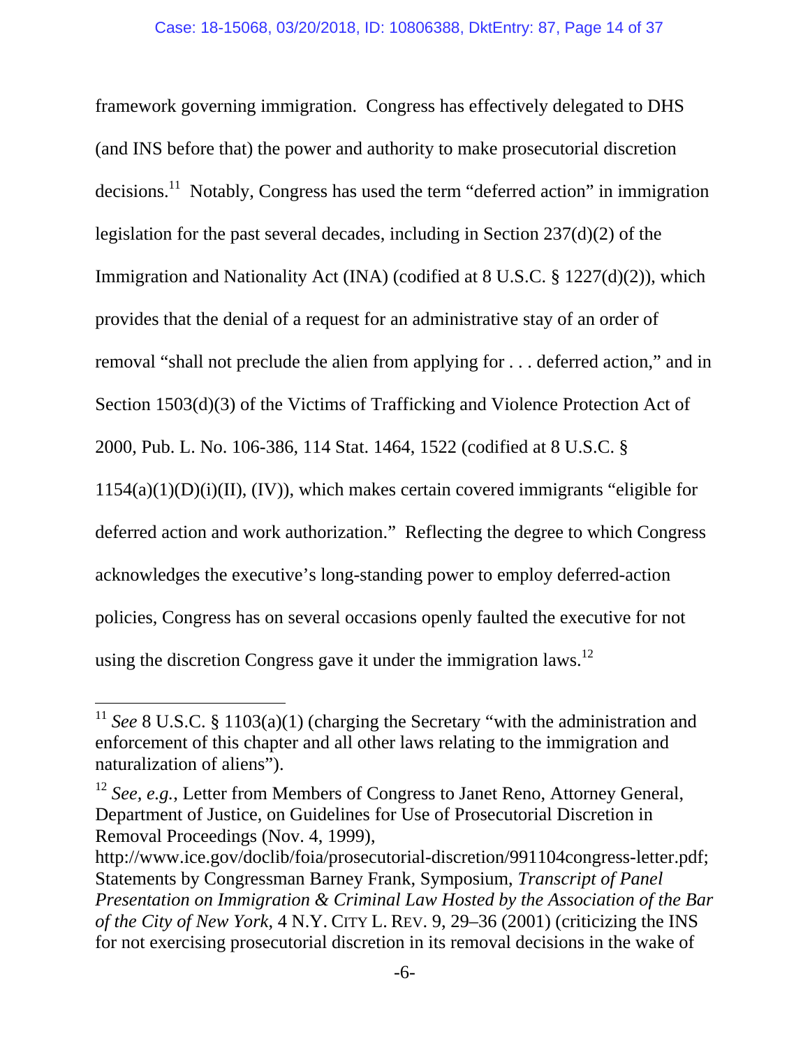framework governing immigration. Congress has effectively delegated to DHS (and INS before that) the power and authority to make prosecutorial discretion decisions.[11] Notably, Congress has used the term "deferred action" in immigration legislation for the past several decades, including in Section 237(d)(2) of the Immigration and Nationality Act (INA) (codified at 8 U.S.C. § 1227(d)(2)), which provides that the denial of a request for an administrative stay of an order of removal "shall not preclude the alien from applying for . . . deferred action," and in Section 1503(d)(3) of the Victims of Trafficking and Violence Protection Act of 2000, Pub. L. No. 106-386, 114 Stat. 1464, 1522 (codified at 8 U.S.C. § 1154(a)(1)(D)(i)(II), (IV)), which makes certain covered immigrants "eligible for deferred action and work authorization." Reflecting the degree to which Congress acknowledges the executive's long-standing power to employ deferred-action policies, Congress has on several occasions openly faulted the executive for not using the discretion Congress gave it under the immigration laws.[12]

---

[11] *See* 8 U.S.C. § 1103(a)(1) (charging the Secretary "with the administration and enforcement of this chapter and all other laws relating to the immigration and naturalization of aliens").

[12] *See, e.g.*, Letter from Members of Congress to Janet Reno, Attorney General, Department of Justice, on Guidelines for Use of Prosecutorial Discretion in Removal Proceedings (Nov. 4, 1999), http://www.ice.gov/doclib/foia/prosecutorial-discretion/991104congress-letter.pdf; Statements by Congressman Barney Frank, Symposium, *Transcript of Panel Presentation on Immigration & Criminal Law Hosted by the Association of the Bar of the City of New York*, 4 N.Y. CITY L. REV. 9, 29–36 (2001) (criticizing the INS for not exercising prosecutorial discretion in its removal decisions in the wake of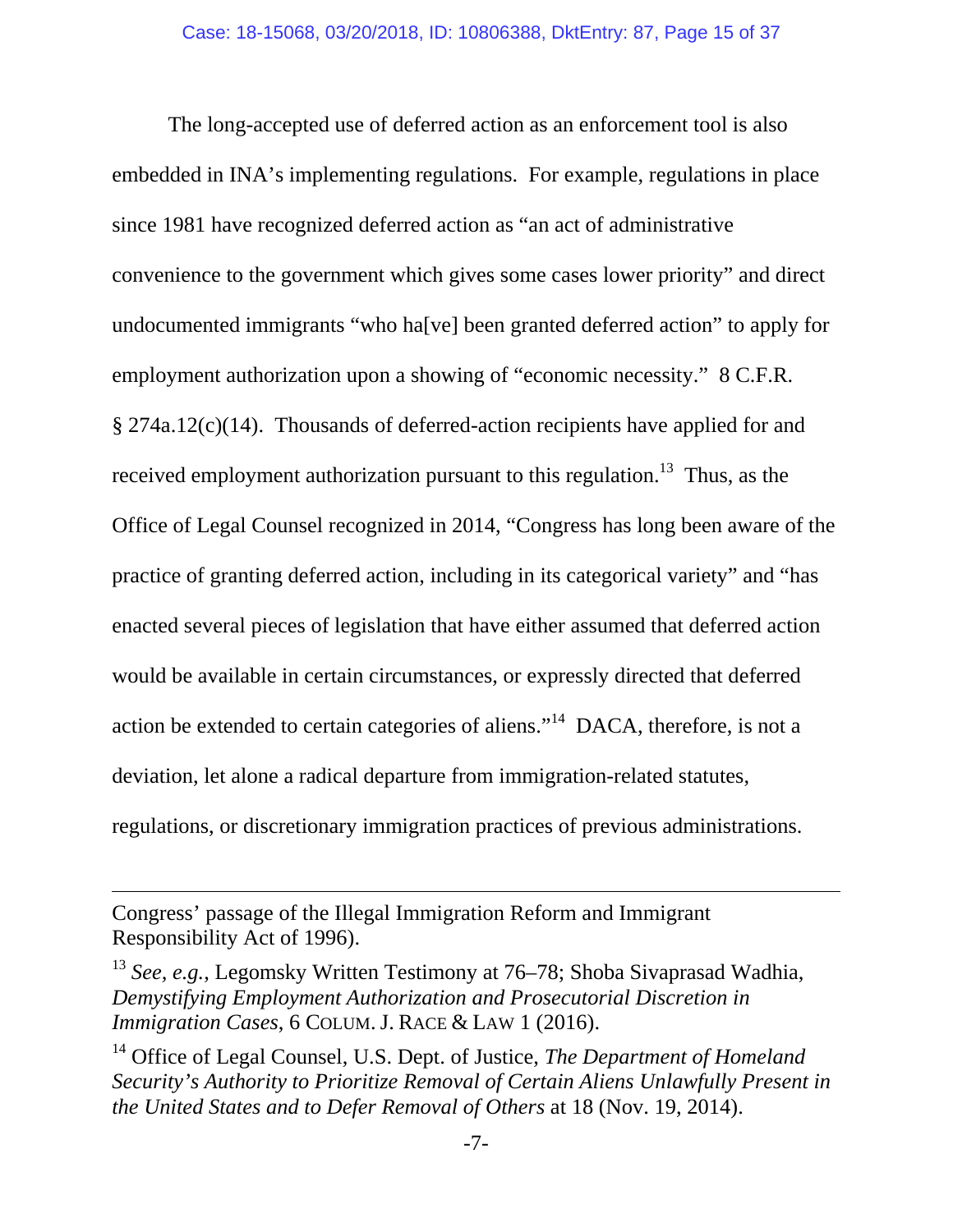The long-accepted use of deferred action as an enforcement tool is also embedded in INA's implementing regulations. For example, regulations in place since 1981 have recognized deferred action as "an act of administrative convenience to the government which gives some cases lower priority" and direct undocumented immigrants "who ha[ve] been granted deferred action" to apply for employment authorization upon a showing of "economic necessity." 8 C.F.R. § 274a.12(c)(14). Thousands of deferred-action recipients have applied for and received employment authorization pursuant to this regulation.[13] Thus, as the Office of Legal Counsel recognized in 2014, "Congress has long been aware of the practice of granting deferred action, including in its categorical variety" and "has enacted several pieces of legislation that have either assumed that deferred action would be available in certain circumstances, or expressly directed that deferred action be extended to certain categories of aliens."[14] DACA, therefore, is not a deviation, let alone a radical departure from immigration-related statutes, regulations, or discretionary immigration practices of previous administrations.

---

Congress' passage of the Illegal Immigration Reform and Immigrant Responsibility Act of 1996).

[13] *See, e.g.*, Legomsky Written Testimony at 76–78; Shoba Sivaprasad Wadhia, *Demystifying Employment Authorization and Prosecutorial Discretion in Immigration Cases*, 6 COLUM. J. RACE & LAW 1 (2016).

[14] Office of Legal Counsel, U.S. Dept. of Justice, *The Department of Homeland Security's Authority to Prioritize Removal of Certain Aliens Unlawfully Present in the United States and to Defer Removal of Others* at 18 (Nov. 19, 2014).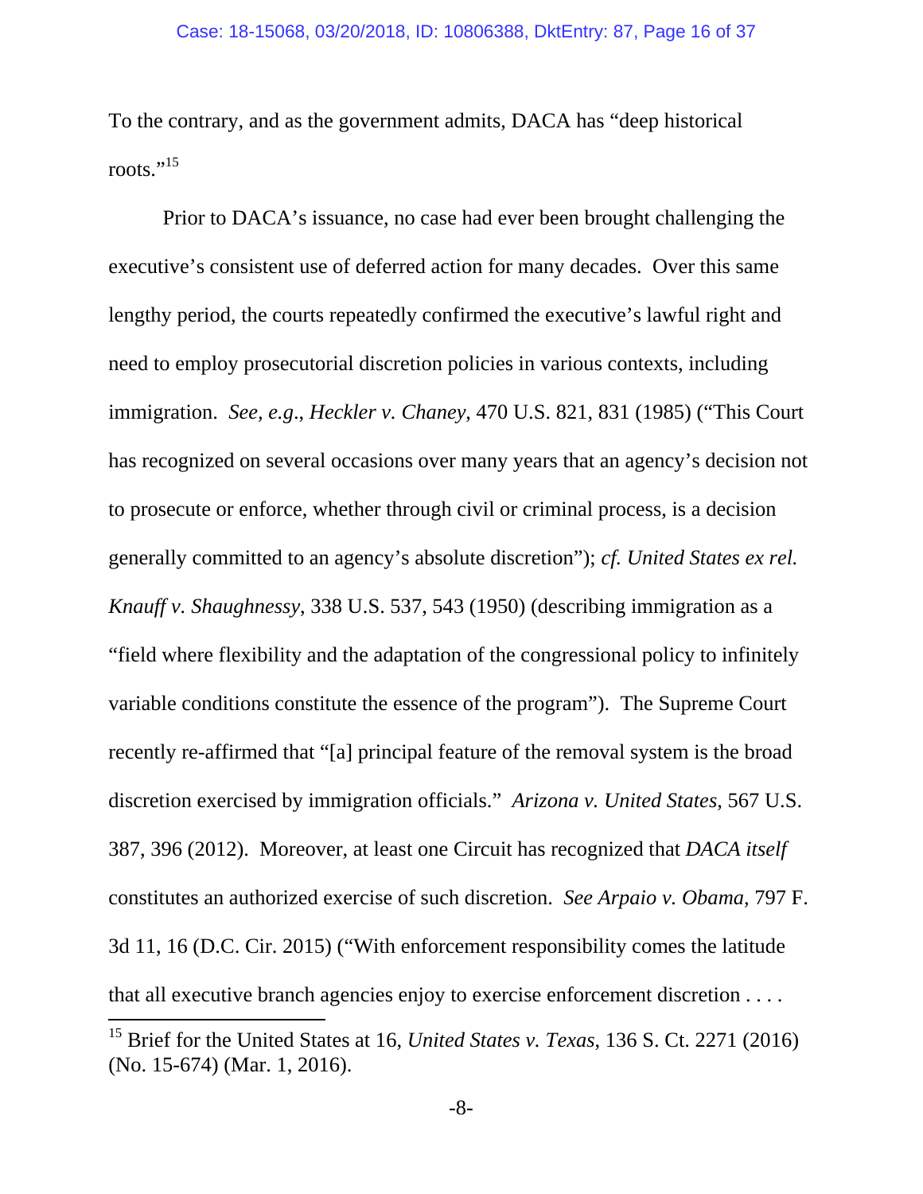To the contrary, and as the government admits, DACA has "deep historical roots."[15]

Prior to DACA's issuance, no case had ever been brought challenging the executive's consistent use of deferred action for many decades. Over this same lengthy period, the courts repeatedly confirmed the executive's lawful right and need to employ prosecutorial discretion policies in various contexts, including immigration. *See, e.g*., *Heckler v. Chaney*, 470 U.S. 821, 831 (1985) ("This Court has recognized on several occasions over many years that an agency's decision not to prosecute or enforce, whether through civil or criminal process, is a decision generally committed to an agency's absolute discretion"); *cf. United States ex rel. Knauff v. Shaughnessy*, 338 U.S. 537, 543 (1950) (describing immigration as a "field where flexibility and the adaptation of the congressional policy to infinitely variable conditions constitute the essence of the program"). The Supreme Court recently re-affirmed that "[a] principal feature of the removal system is the broad discretion exercised by immigration officials." *Arizona v. United States*, 567 U.S. 387, 396 (2012). Moreover, at least one Circuit has recognized that *DACA itself* constitutes an authorized exercise of such discretion. *See Arpaio v. Obama*, 797 F. 3d 11, 16 (D.C. Cir. 2015) ("With enforcement responsibility comes the latitude that all executive branch agencies enjoy to exercise enforcement discretion . . . .

[15] Brief for the United States at 16, *United States v. Texas*, 136 S. Ct. 2271 (2016) (No. 15-674) (Mar. 1, 2016).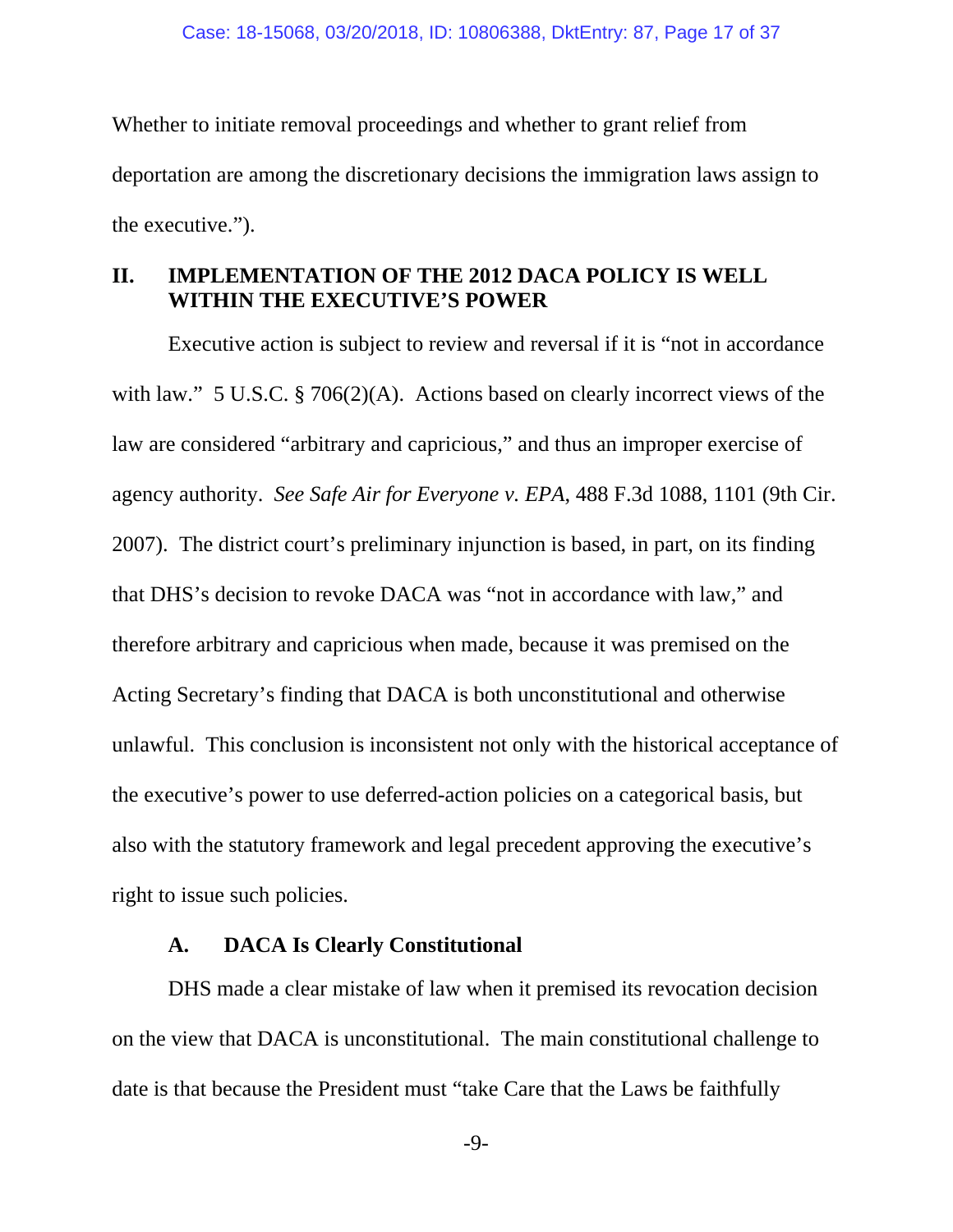Whether to initiate removal proceedings and whether to grant relief from deportation are among the discretionary decisions the immigration laws assign to the executive.").

## II. IMPLEMENTATION OF THE 2012 DACA POLICY IS WELL WITHIN THE EXECUTIVE'S POWER

Executive action is subject to review and reversal if it is "not in accordance with law." 5 U.S.C. § 706(2)(A). Actions based on clearly incorrect views of the law are considered "arbitrary and capricious," and thus an improper exercise of agency authority. *See Safe Air for Everyone v. EPA*, 488 F.3d 1088, 1101 (9th Cir. 2007). The district court's preliminary injunction is based, in part, on its finding that DHS's decision to revoke DACA was "not in accordance with law," and therefore arbitrary and capricious when made, because it was premised on the Acting Secretary's finding that DACA is both unconstitutional and otherwise unlawful. This conclusion is inconsistent not only with the historical acceptance of the executive's power to use deferred-action policies on a categorical basis, but also with the statutory framework and legal precedent approving the executive's right to issue such policies.

### A. DACA Is Clearly Constitutional

DHS made a clear mistake of law when it premised its revocation decision on the view that DACA is unconstitutional. The main constitutional challenge to date is that because the President must "take Care that the Laws be faithfully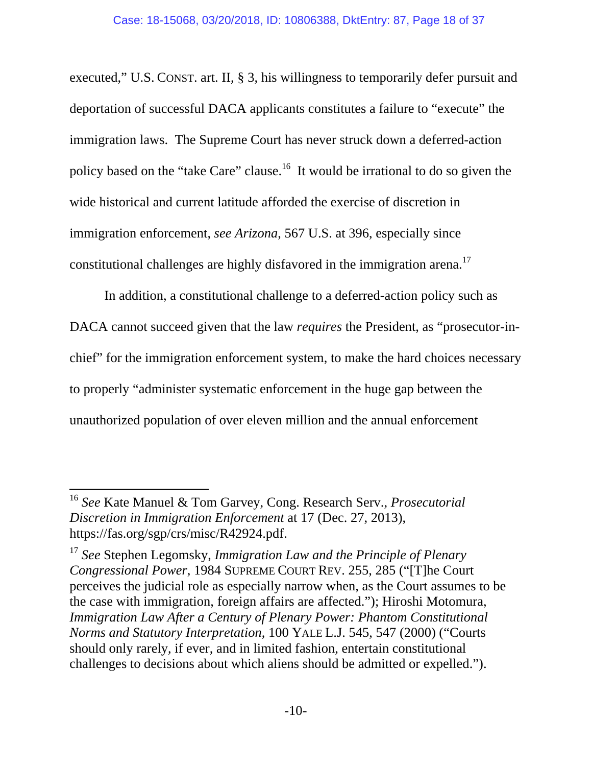executed," U.S. CONST. art. II, § 3, his willingness to temporarily defer pursuit and deportation of successful DACA applicants constitutes a failure to "execute" the immigration laws. The Supreme Court has never struck down a deferred-action policy based on the "take Care" clause.[16] It would be irrational to do so given the wide historical and current latitude afforded the exercise of discretion in immigration enforcement, *see Arizona*, 567 U.S. at 396, especially since constitutional challenges are highly disfavored in the immigration arena.[17]

In addition, a constitutional challenge to a deferred-action policy such as DACA cannot succeed given that the law *requires* the President, as "prosecutor-in-chief" for the immigration enforcement system, to make the hard choices necessary to properly "administer systematic enforcement in the huge gap between the unauthorized population of over eleven million and the annual enforcement

---

[16] *See* Kate Manuel & Tom Garvey, Cong. Research Serv., *Prosecutorial Discretion in Immigration Enforcement* at 17 (Dec. 27, 2013), https://fas.org/sgp/crs/misc/R42924.pdf.

[17] *See* Stephen Legomsky, *Immigration Law and the Principle of Plenary Congressional Power*, 1984 SUPREME COURT REV. 255, 285 ("[T]he Court perceives the judicial role as especially narrow when, as the Court assumes to be the case with immigration, foreign affairs are affected."); Hiroshi Motomura, *Immigration Law After a Century of Plenary Power: Phantom Constitutional Norms and Statutory Interpretation*, 100 YALE L.J. 545, 547 (2000) ("Courts should only rarely, if ever, and in limited fashion, entertain constitutional challenges to decisions about which aliens should be admitted or expelled.").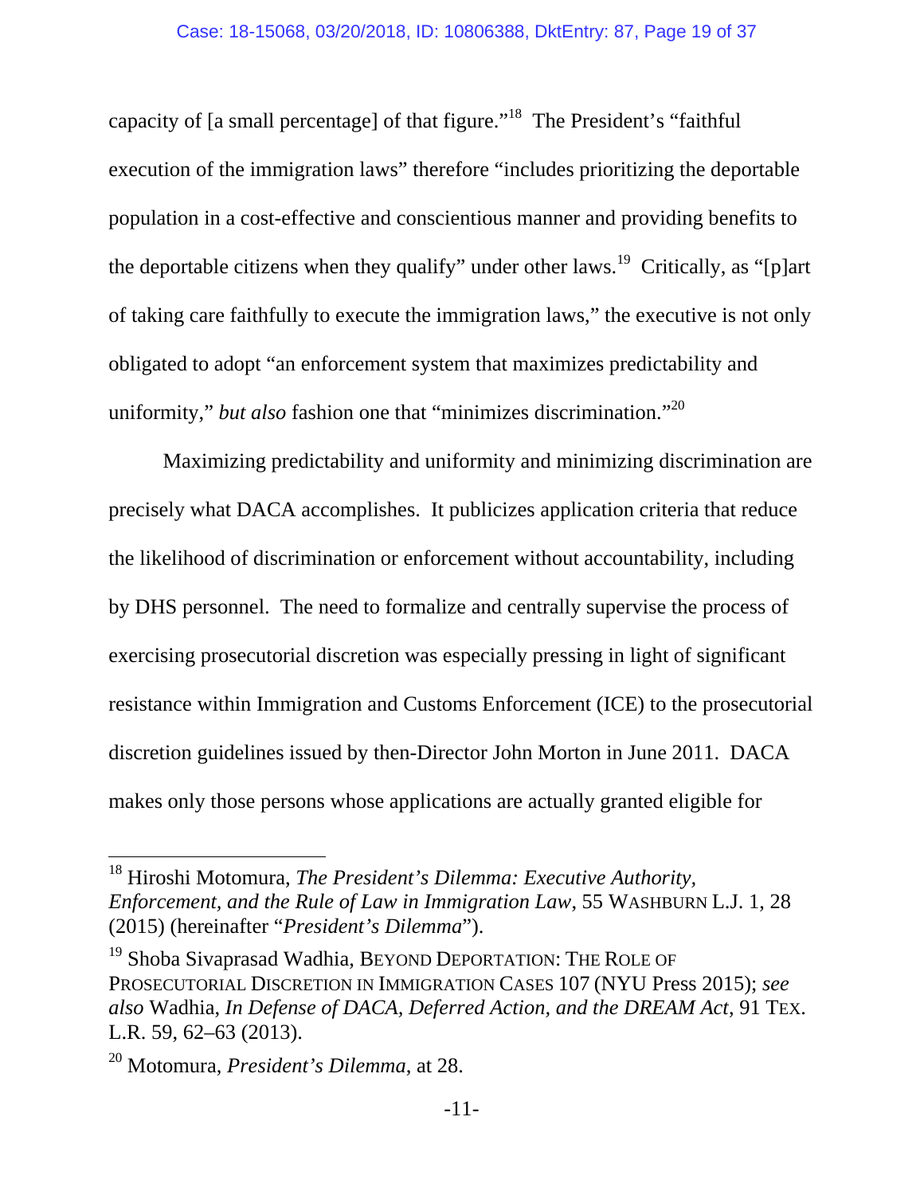capacity of [a small percentage] of that figure."[18] The President's "faithful execution of the immigration laws" therefore "includes prioritizing the deportable population in a cost-effective and conscientious manner and providing benefits to the deportable citizens when they qualify" under other laws.[19] Critically, as "[p]art of taking care faithfully to execute the immigration laws," the executive is not only obligated to adopt "an enforcement system that maximizes predictability and uniformity," *but also* fashion one that "minimizes discrimination."[20]

Maximizing predictability and uniformity and minimizing discrimination are precisely what DACA accomplishes. It publicizes application criteria that reduce the likelihood of discrimination or enforcement without accountability, including by DHS personnel. The need to formalize and centrally supervise the process of exercising prosecutorial discretion was especially pressing in light of significant resistance within Immigration and Customs Enforcement (ICE) to the prosecutorial discretion guidelines issued by then-Director John Morton in June 2011. DACA makes only those persons whose applications are actually granted eligible for

---

[18] Hiroshi Motomura, *The President's Dilemma: Executive Authority, Enforcement, and the Rule of Law in Immigration Law*, 55 WASHBURN L.J. 1, 28 (2015) (hereinafter "*President's Dilemma*").

[19] Shoba Sivaprasad Wadhia, BEYOND DEPORTATION: THE ROLE OF PROSECUTORIAL DISCRETION IN IMMIGRATION CASES 107 (NYU Press 2015); *see also* Wadhia, *In Defense of DACA, Deferred Action, and the DREAM Act*, 91 TEX. L.R. 59, 62–63 (2013).

[20] Motomura, *President's Dilemma*, at 28.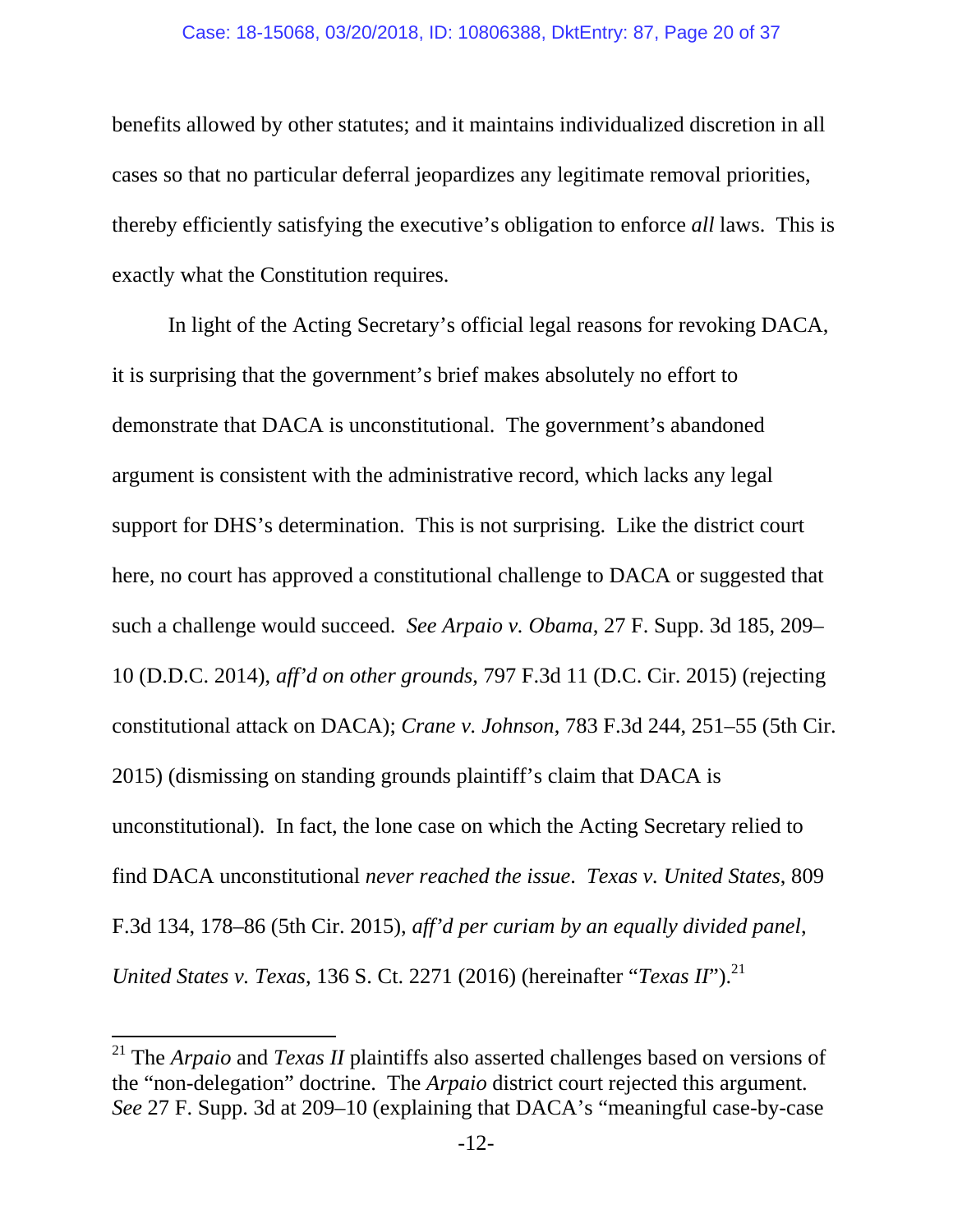benefits allowed by other statutes; and it maintains individualized discretion in all cases so that no particular deferral jeopardizes any legitimate removal priorities, thereby efficiently satisfying the executive's obligation to enforce *all* laws. This is exactly what the Constitution requires.

In light of the Acting Secretary's official legal reasons for revoking DACA, it is surprising that the government's brief makes absolutely no effort to demonstrate that DACA is unconstitutional. The government's abandoned argument is consistent with the administrative record, which lacks any legal support for DHS's determination. This is not surprising. Like the district court here, no court has approved a constitutional challenge to DACA or suggested that such a challenge would succeed. *See Arpaio v. Obama*, 27 F. Supp. 3d 185, 209–10 (D.D.C. 2014), *aff'd on other grounds*, 797 F.3d 11 (D.C. Cir. 2015) (rejecting constitutional attack on DACA); *Crane v. Johnson*, 783 F.3d 244, 251–55 (5th Cir. 2015) (dismissing on standing grounds plaintiff's claim that DACA is unconstitutional). In fact, the lone case on which the Acting Secretary relied to find DACA unconstitutional *never reached the issue*. *Texas v. United States*, 809 F.3d 134, 178–86 (5th Cir. 2015), *aff'd per curiam by an equally divided panel*, *United States v. Texas*, 136 S. Ct. 2271 (2016) (hereinafter "*Texas II*").[21]

[21] The *Arpaio* and *Texas II* plaintiffs also asserted challenges based on versions of the "non-delegation" doctrine. The *Arpaio* district court rejected this argument. *See* 27 F. Supp. 3d at 209–10 (explaining that DACA's "meaningful case-by-case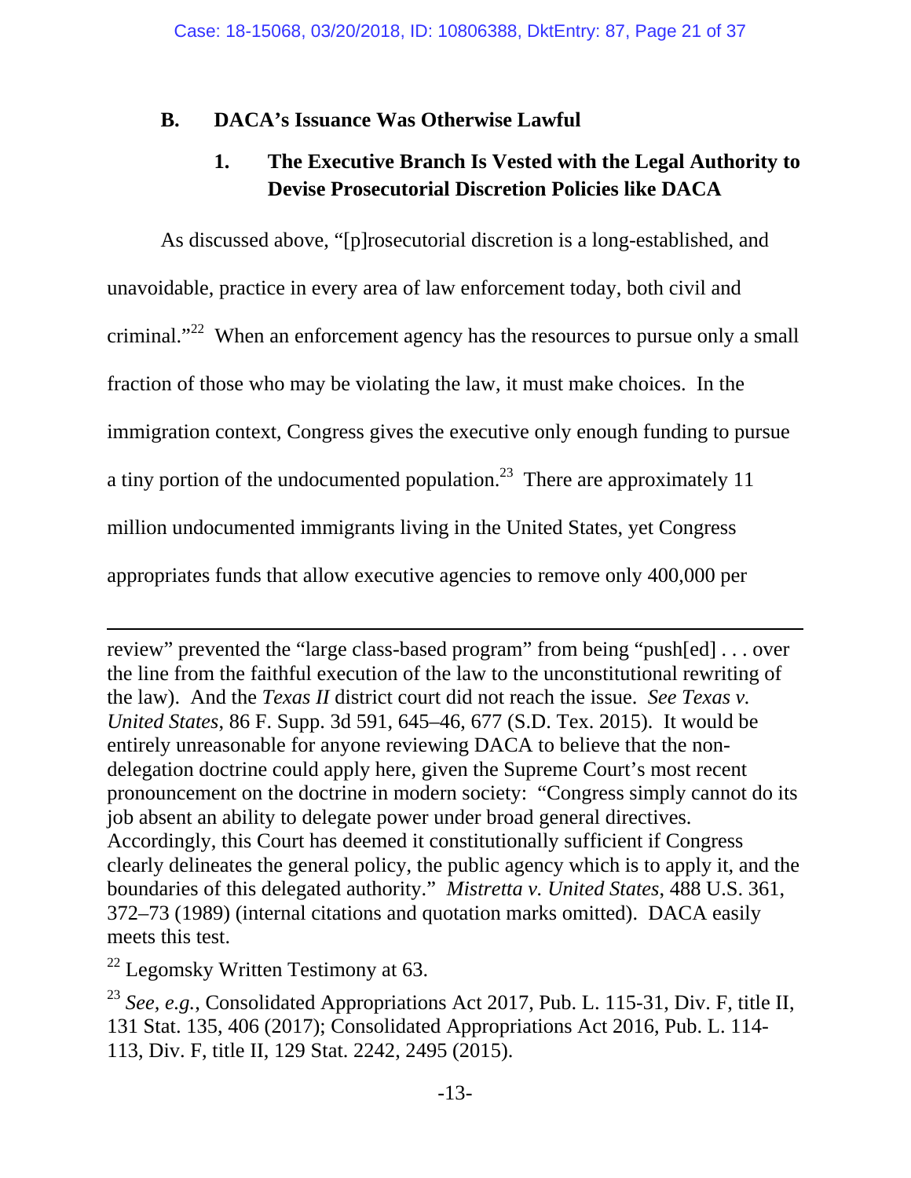### B. DACA's Issuance Was Otherwise Lawful

#### 1. The Executive Branch Is Vested with the Legal Authority to Devise Prosecutorial Discretion Policies like DACA

As discussed above, "[p]rosecutorial discretion is a long-established, and unavoidable, practice in every area of law enforcement today, both civil and criminal."[22] When an enforcement agency has the resources to pursue only a small fraction of those who may be violating the law, it must make choices. In the immigration context, Congress gives the executive only enough funding to pursue a tiny portion of the undocumented population.[23] There are approximately 11 million undocumented immigrants living in the United States, yet Congress appropriates funds that allow executive agencies to remove only 400,000 per

---

review" prevented the "large class-based program" from being "push[ed] . . . over the line from the faithful execution of the law to the unconstitutional rewriting of the law). And the *Texas II* district court did not reach the issue. *See Texas v. United States*, 86 F. Supp. 3d 591, 645–46, 677 (S.D. Tex. 2015). It would be entirely unreasonable for anyone reviewing DACA to believe that the non-delegation doctrine could apply here, given the Supreme Court's most recent pronouncement on the doctrine in modern society: "Congress simply cannot do its job absent an ability to delegate power under broad general directives. Accordingly, this Court has deemed it constitutionally sufficient if Congress clearly delineates the general policy, the public agency which is to apply it, and the boundaries of this delegated authority." *Mistretta v. United States*, 488 U.S. 361, 372–73 (1989) (internal citations and quotation marks omitted). DACA easily meets this test.

[22] Legomsky Written Testimony at 63.

[23] *See, e.g.*, Consolidated Appropriations Act 2017, Pub. L. 115-31, Div. F, title II, 131 Stat. 135, 406 (2017); Consolidated Appropriations Act 2016, Pub. L. 114-113, Div. F, title II, 129 Stat. 2242, 2495 (2015).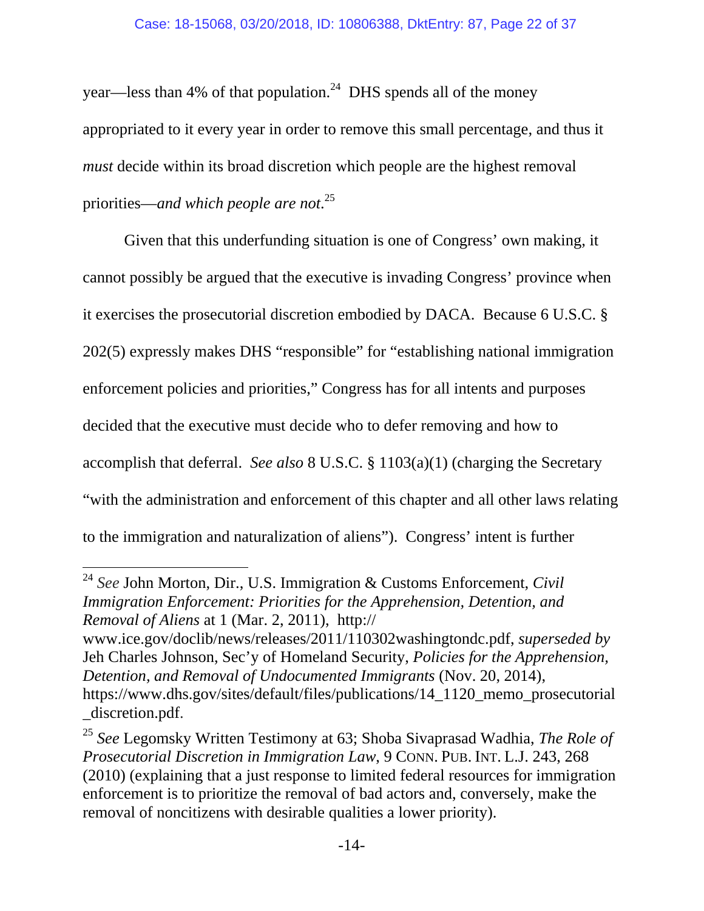year—less than 4% of that population.[24] DHS spends all of the money appropriated to it every year in order to remove this small percentage, and thus it *must* decide within its broad discretion which people are the highest removal priorities—*and which people are not.*[25]

Given that this underfunding situation is one of Congress' own making, it cannot possibly be argued that the executive is invading Congress' province when it exercises the prosecutorial discretion embodied by DACA. Because 6 U.S.C. § 202(5) expressly makes DHS "responsible" for "establishing national immigration enforcement policies and priorities," Congress has for all intents and purposes decided that the executive must decide who to defer removing and how to accomplish that deferral. *See also* 8 U.S.C. § 1103(a)(1) (charging the Secretary "with the administration and enforcement of this chapter and all other laws relating to the immigration and naturalization of aliens"). Congress' intent is further

---

[24] *See* John Morton, Dir., U.S. Immigration & Customs Enforcement, *Civil Immigration Enforcement: Priorities for the Apprehension, Detention, and Removal of Aliens* at 1 (Mar. 2, 2011), http://www.ice.gov/doclib/news/releases/2011/110302washingtondc.pdf, *superseded by* Jeh Charles Johnson, Sec'y of Homeland Security, *Policies for the Apprehension, Detention, and Removal of Undocumented Immigrants* (Nov. 20, 2014), https://www.dhs.gov/sites/default/files/publications/14_1120_memo_prosecutorial_discretion.pdf.

[25] *See* Legomsky Written Testimony at 63; Shoba Sivaprasad Wadhia, *The Role of Prosecutorial Discretion in Immigration Law*, 9 CONN. PUB. INT. L.J. 243, 268 (2010) (explaining that a just response to limited federal resources for immigration enforcement is to prioritize the removal of bad actors and, conversely, make the removal of noncitizens with desirable qualities a lower priority).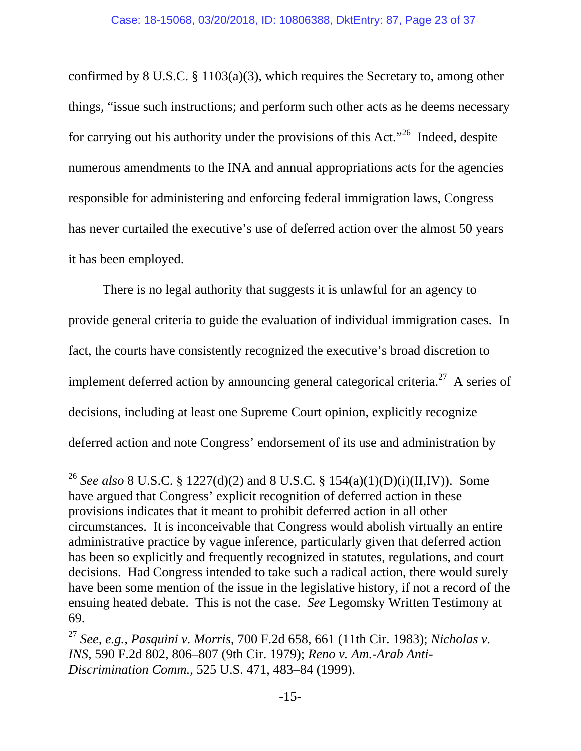confirmed by 8 U.S.C. § 1103(a)(3), which requires the Secretary to, among other things, "issue such instructions; and perform such other acts as he deems necessary for carrying out his authority under the provisions of this Act."[26] Indeed, despite numerous amendments to the INA and annual appropriations acts for the agencies responsible for administering and enforcing federal immigration laws, Congress has never curtailed the executive's use of deferred action over the almost 50 years it has been employed.

There is no legal authority that suggests it is unlawful for an agency to provide general criteria to guide the evaluation of individual immigration cases. In fact, the courts have consistently recognized the executive's broad discretion to implement deferred action by announcing general categorical criteria.[27] A series of decisions, including at least one Supreme Court opinion, explicitly recognize deferred action and note Congress' endorsement of its use and administration by

---

[26] *See also* 8 U.S.C. § 1227(d)(2) and 8 U.S.C. § 154(a)(1)(D)(i)(II,IV)). Some have argued that Congress' explicit recognition of deferred action in these provisions indicates that it meant to prohibit deferred action in all other circumstances. It is inconceivable that Congress would abolish virtually an entire administrative practice by vague inference, particularly given that deferred action has been so explicitly and frequently recognized in statutes, regulations, and court decisions. Had Congress intended to take such a radical action, there would surely have been some mention of the issue in the legislative history, if not a record of the ensuing heated debate. This is not the case. *See* Legomsky Written Testimony at 69.

[27] *See, e.g.*, *Pasquini v. Morris*, 700 F.2d 658, 661 (11th Cir. 1983); *Nicholas v. INS*, 590 F.2d 802, 806–807 (9th Cir. 1979); *Reno v. Am.-Arab Anti-Discrimination Comm.*, 525 U.S. 471, 483–84 (1999).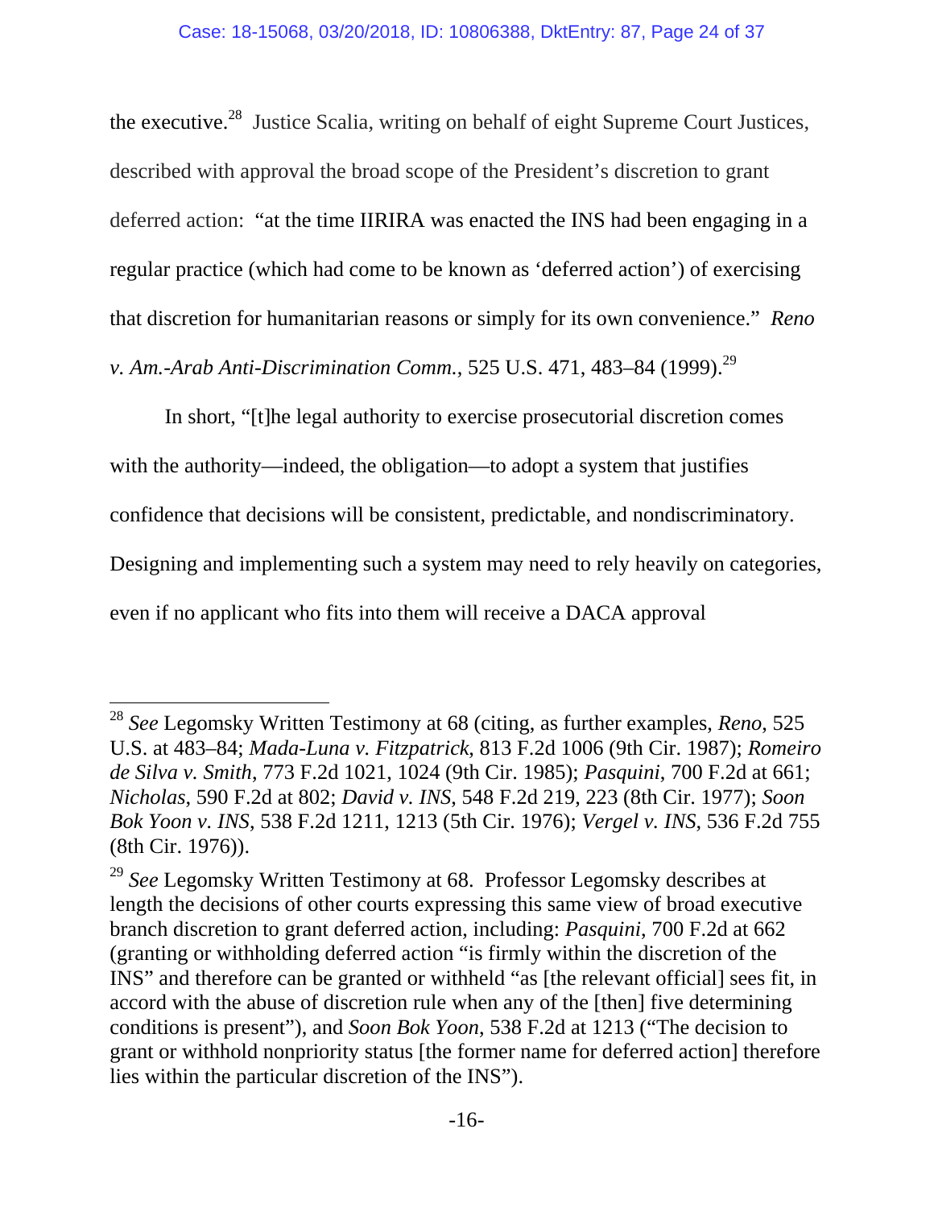the executive.[28] Justice Scalia, writing on behalf of eight Supreme Court Justices, described with approval the broad scope of the President's discretion to grant deferred action: "at the time IIRIRA was enacted the INS had been engaging in a regular practice (which had come to be known as 'deferred action') of exercising that discretion for humanitarian reasons or simply for its own convenience." *Reno v. Am.-Arab Anti-Discrimination Comm.*, 525 U.S. 471, 483–84 (1999).[29]

In short, "[t]he legal authority to exercise prosecutorial discretion comes with the authority—indeed, the obligation—to adopt a system that justifies confidence that decisions will be consistent, predictable, and nondiscriminatory. Designing and implementing such a system may need to rely heavily on categories, even if no applicant who fits into them will receive a DACA approval

---

[28] *See* Legomsky Written Testimony at 68 (citing, as further examples, *Reno*, 525 U.S. at 483–84; *Mada-Luna v. Fitzpatrick*, 813 F.2d 1006 (9th Cir. 1987); *Romeiro de Silva v. Smith*, 773 F.2d 1021, 1024 (9th Cir. 1985); *Pasquini*, 700 F.2d at 661; *Nicholas*, 590 F.2d at 802; *David v. INS*, 548 F.2d 219, 223 (8th Cir. 1977); *Soon Bok Yoon v. INS*, 538 F.2d 1211, 1213 (5th Cir. 1976); *Vergel v. INS*, 536 F.2d 755 (8th Cir. 1976)).

[29] *See* Legomsky Written Testimony at 68. Professor Legomsky describes at length the decisions of other courts expressing this same view of broad executive branch discretion to grant deferred action, including: *Pasquini*, 700 F.2d at 662 (granting or withholding deferred action "is firmly within the discretion of the INS" and therefore can be granted or withheld "as [the relevant official] sees fit, in accord with the abuse of discretion rule when any of the [then] five determining conditions is present"), and *Soon Bok Yoon*, 538 F.2d at 1213 ("The decision to grant or withhold nonpriority status [the former name for deferred action] therefore lies within the particular discretion of the INS").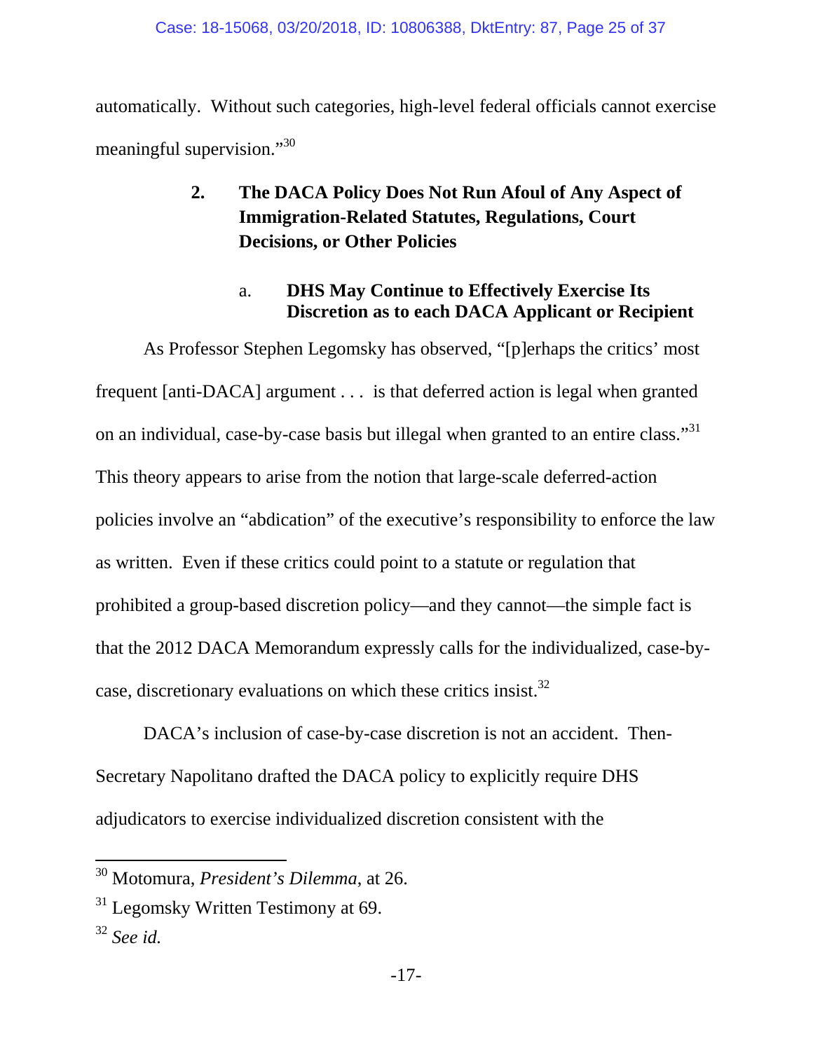automatically. Without such categories, high-level federal officials cannot exercise meaningful supervision."[30]

### 2. The DACA Policy Does Not Run Afoul of Any Aspect of Immigration-Related Statutes, Regulations, Court Decisions, or Other Policies

#### a. DHS May Continue to Effectively Exercise Its Discretion as to each DACA Applicant or Recipient

As Professor Stephen Legomsky has observed, "[p]erhaps the critics' most frequent [anti-DACA] argument . . . is that deferred action is legal when granted on an individual, case-by-case basis but illegal when granted to an entire class."[31] This theory appears to arise from the notion that large-scale deferred-action policies involve an "abdication" of the executive's responsibility to enforce the law as written. Even if these critics could point to a statute or regulation that prohibited a group-based discretion policy—and they cannot—the simple fact is that the 2012 DACA Memorandum expressly calls for the individualized, case-by-case, discretionary evaluations on which these critics insist.[32]

DACA's inclusion of case-by-case discretion is not an accident. Then-Secretary Napolitano drafted the DACA policy to explicitly require DHS adjudicators to exercise individualized discretion consistent with the

---

[30] Motomura, *President's Dilemma*, at 26.

[31] Legomsky Written Testimony at 69.

[32] *See id.*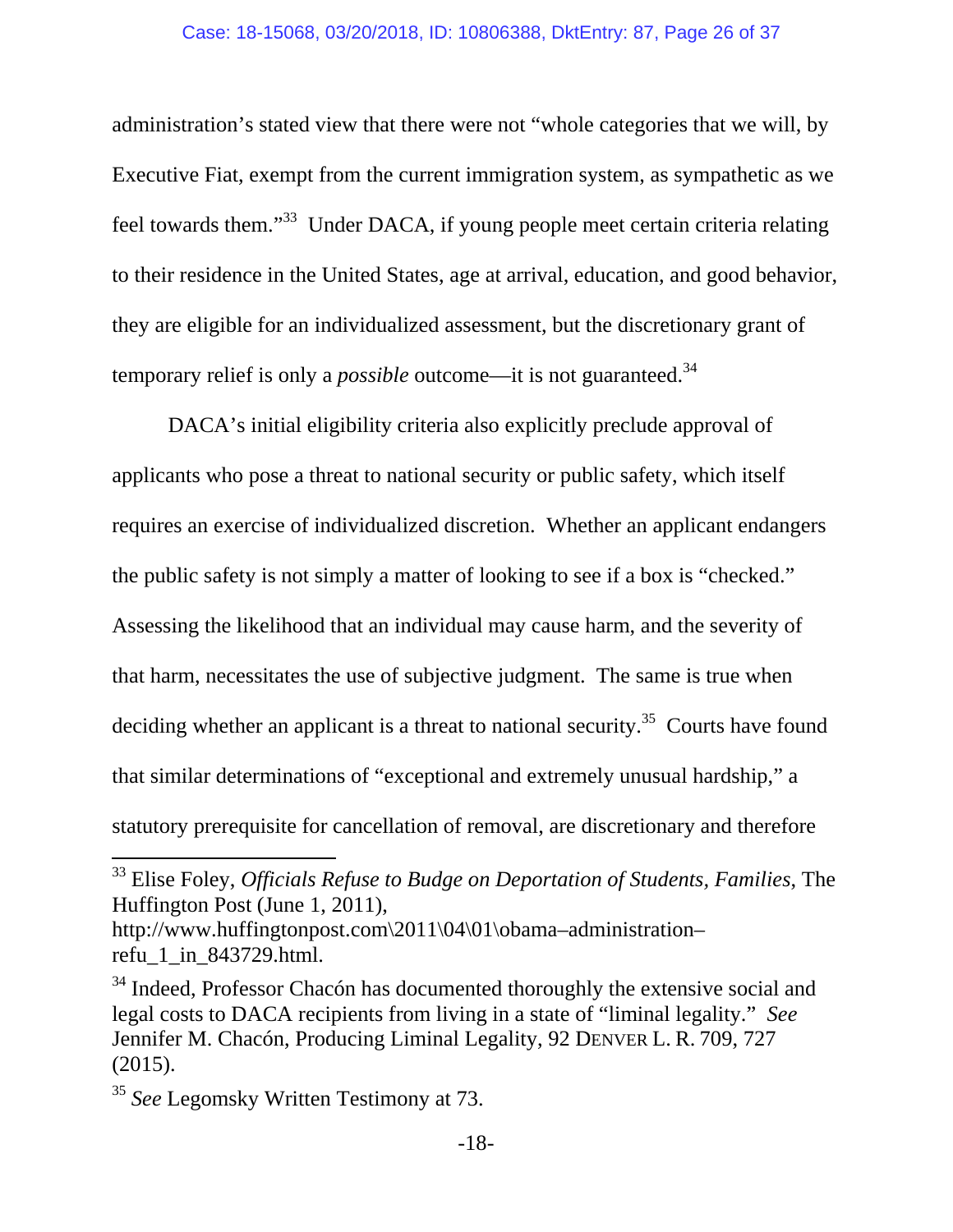administration's stated view that there were not "whole categories that we will, by Executive Fiat, exempt from the current immigration system, as sympathetic as we feel towards them."[33] Under DACA, if young people meet certain criteria relating to their residence in the United States, age at arrival, education, and good behavior, they are eligible for an individualized assessment, but the discretionary grant of temporary relief is only a *possible* outcome—it is not guaranteed.[34]

DACA's initial eligibility criteria also explicitly preclude approval of applicants who pose a threat to national security or public safety, which itself requires an exercise of individualized discretion. Whether an applicant endangers the public safety is not simply a matter of looking to see if a box is "checked." Assessing the likelihood that an individual may cause harm, and the severity of that harm, necessitates the use of subjective judgment. The same is true when deciding whether an applicant is a threat to national security.[35] Courts have found that similar determinations of "exceptional and extremely unusual hardship," a statutory prerequisite for cancellation of removal, are discretionary and therefore

---

[33] Elise Foley, *Officials Refuse to Budge on Deportation of Students, Families*, The Huffington Post (June 1, 2011), http://www.huffingtonpost.com\2011\04\01\obama–administration–refu_1_in_843729.html.

[34] Indeed, Professor Chacón has documented thoroughly the extensive social and legal costs to DACA recipients from living in a state of "liminal legality." *See* Jennifer M. Chacón, Producing Liminal Legality, 92 DENVER L. R. 709, 727 (2015).

[35] *See* Legomsky Written Testimony at 73.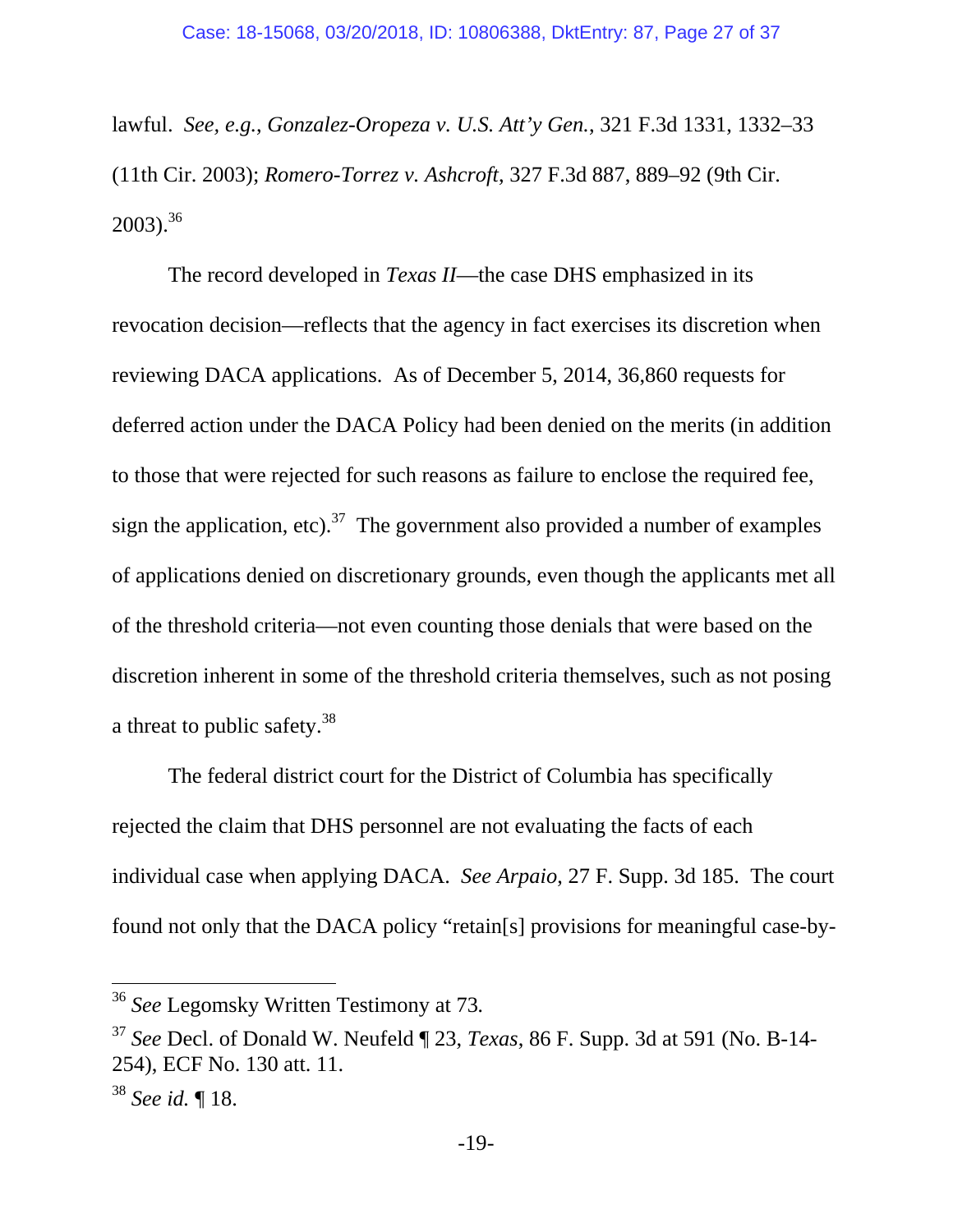lawful. *See, e.g.*, *Gonzalez-Oropeza v. U.S. Att'y Gen.*, 321 F.3d 1331, 1332–33 (11th Cir. 2003); *Romero-Torrez v. Ashcroft*, 327 F.3d 887, 889–92 (9th Cir. 2003).[36]

The record developed in *Texas II*—the case DHS emphasized in its revocation decision—reflects that the agency in fact exercises its discretion when reviewing DACA applications. As of December 5, 2014, 36,860 requests for deferred action under the DACA Policy had been denied on the merits (in addition to those that were rejected for such reasons as failure to enclose the required fee, sign the application, etc).[37] The government also provided a number of examples of applications denied on discretionary grounds, even though the applicants met all of the threshold criteria—not even counting those denials that were based on the discretion inherent in some of the threshold criteria themselves, such as not posing a threat to public safety.[38]

The federal district court for the District of Columbia has specifically rejected the claim that DHS personnel are not evaluating the facts of each individual case when applying DACA. *See Arpaio*, 27 F. Supp. 3d 185. The court found not only that the DACA policy "retain[s] provisions for meaningful case-by-

---

[36] *See* Legomsky Written Testimony at 73.

[37] *See* Decl. of Donald W. Neufeld ¶ 23, *Texas*, 86 F. Supp. 3d at 591 (No. B-14-254), ECF No. 130 att. 11.

[38] *See id.* ¶ 18.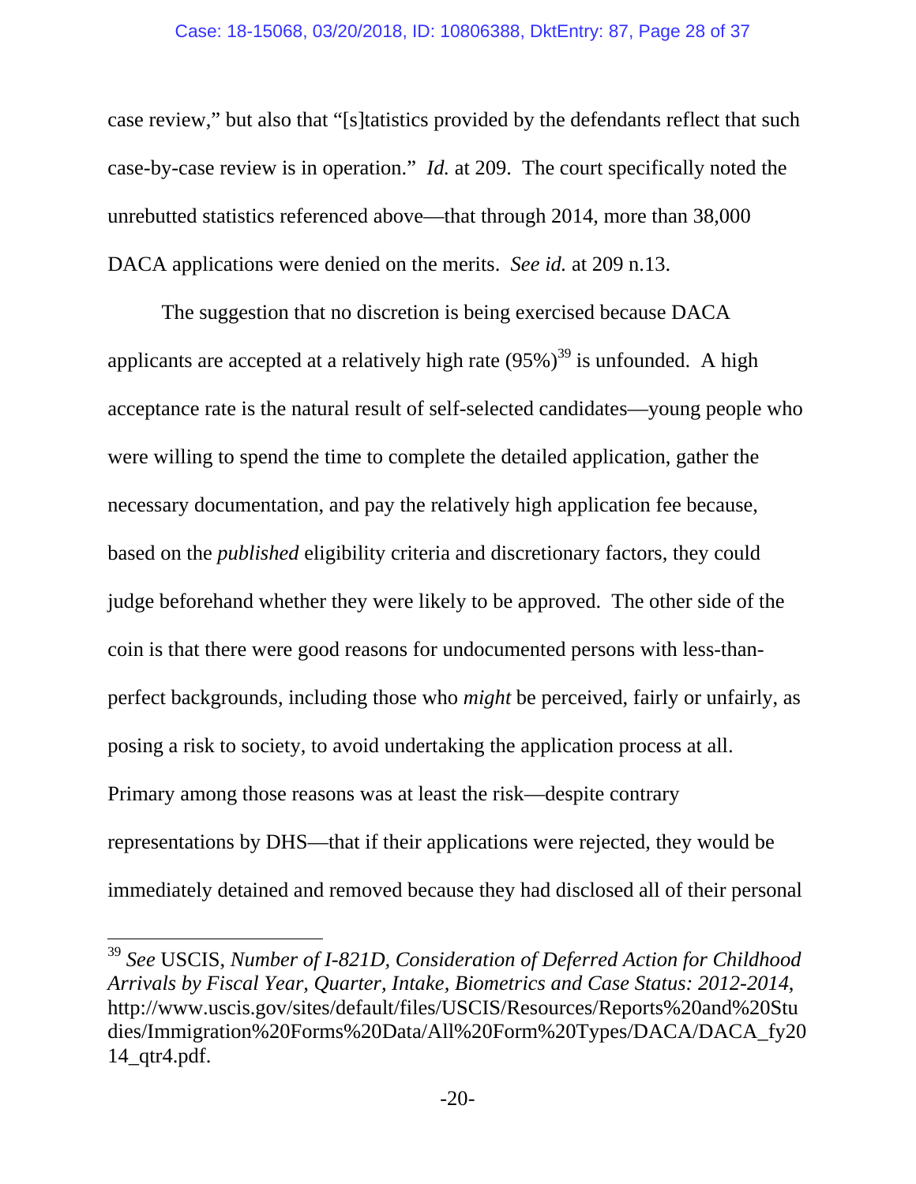case review," but also that "[s]tatistics provided by the defendants reflect that such case-by-case review is in operation." *Id.* at 209. The court specifically noted the unrebutted statistics referenced above—that through 2014, more than 38,000 DACA applications were denied on the merits. *See id.* at 209 n.13.

The suggestion that no discretion is being exercised because DACA applicants are accepted at a relatively high rate (95%)[39] is unfounded. A high acceptance rate is the natural result of self-selected candidates—young people who were willing to spend the time to complete the detailed application, gather the necessary documentation, and pay the relatively high application fee because, based on the *published* eligibility criteria and discretionary factors, they could judge beforehand whether they were likely to be approved. The other side of the coin is that there were good reasons for undocumented persons with less-than-perfect backgrounds, including those who *might* be perceived, fairly or unfairly, as posing a risk to society, to avoid undertaking the application process at all. Primary among those reasons was at least the risk—despite contrary representations by DHS—that if their applications were rejected, they would be immediately detained and removed because they had disclosed all of their personal

---

[39] *See* USCIS, *Number of I-821D, Consideration of Deferred Action for Childhood Arrivals by Fiscal Year, Quarter, Intake, Biometrics and Case Status: 2012-2014*, http://www.uscis.gov/sites/default/files/USCIS/Resources/Reports%20and%20Studies/Immigration%20Forms%20Data/All%20Form%20Types/DACA/DACA_fy2014_qtr4.pdf.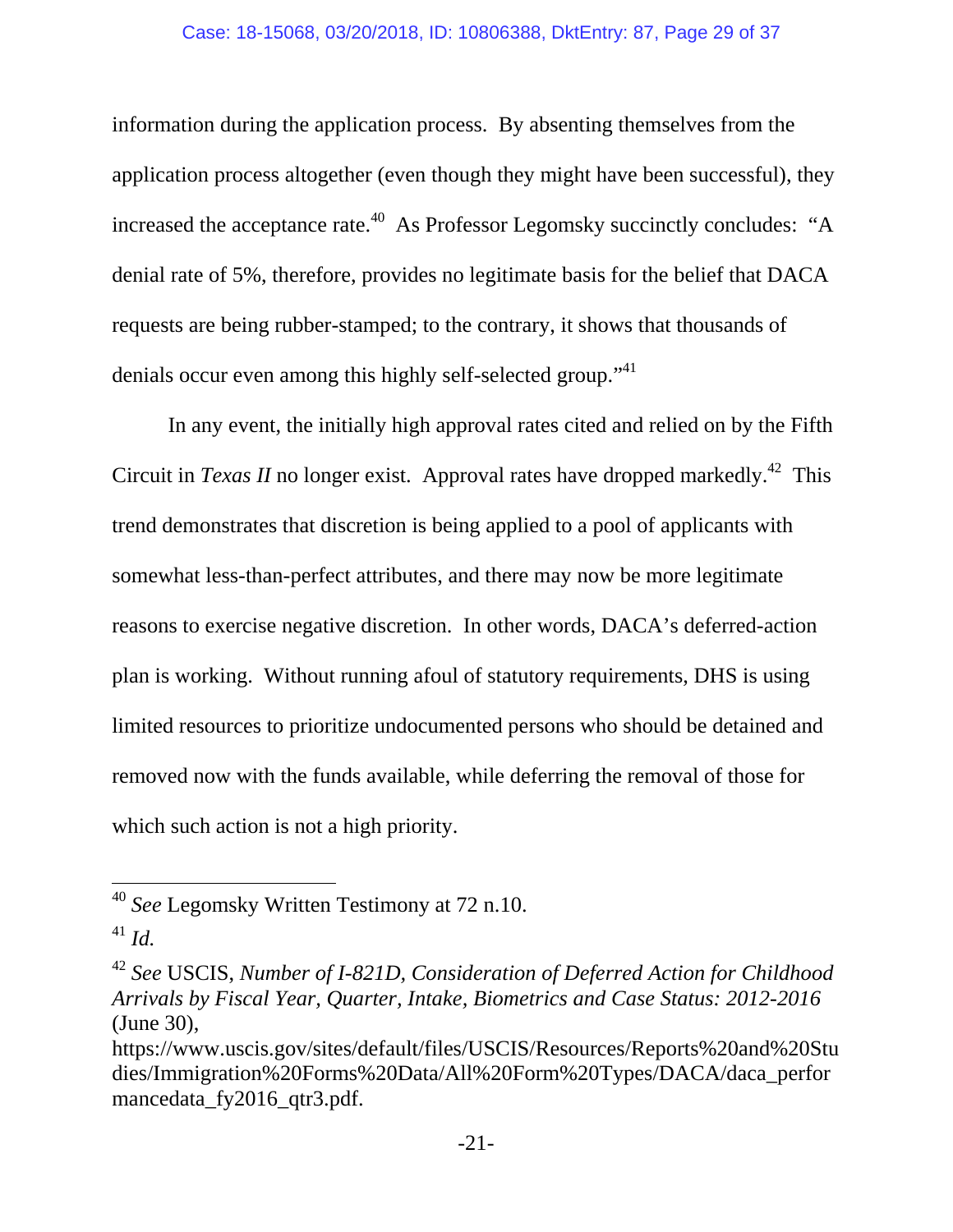information during the application process. By absenting themselves from the application process altogether (even though they might have been successful), they increased the acceptance rate.[40] As Professor Legomsky succinctly concludes: "A denial rate of 5%, therefore, provides no legitimate basis for the belief that DACA requests are being rubber-stamped; to the contrary, it shows that thousands of denials occur even among this highly self-selected group."[41]

In any event, the initially high approval rates cited and relied on by the Fifth Circuit in *Texas II* no longer exist. Approval rates have dropped markedly.[42] This trend demonstrates that discretion is being applied to a pool of applicants with somewhat less-than-perfect attributes, and there may now be more legitimate reasons to exercise negative discretion. In other words, DACA's deferred-action plan is working. Without running afoul of statutory requirements, DHS is using limited resources to prioritize undocumented persons who should be detained and removed now with the funds available, while deferring the removal of those for which such action is not a high priority.

---

[40] *See* Legomsky Written Testimony at 72 n.10.

[41] *Id.*

[42] *See* USCIS, *Number of I-821D, Consideration of Deferred Action for Childhood Arrivals by Fiscal Year, Quarter, Intake, Biometrics and Case Status: 2012-2016* (June 30), https://www.uscis.gov/sites/default/files/USCIS/Resources/Reports%20and%20Studies/Immigration%20Forms%20Data/All%20Form%20Types/DACA/daca_performancedata_fy2016_qtr3.pdf.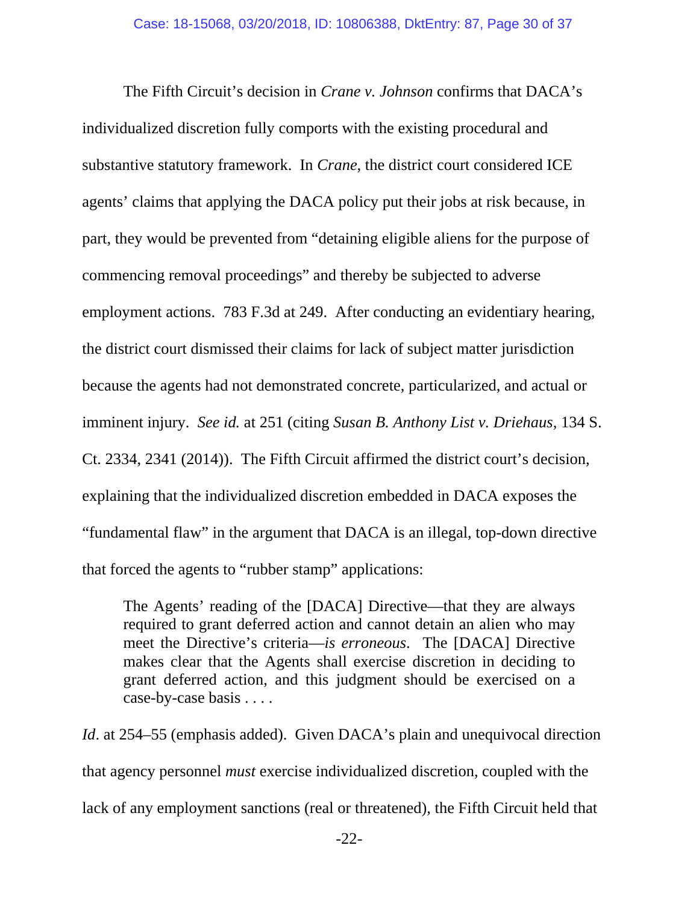The Fifth Circuit's decision in *Crane v. Johnson* confirms that DACA's individualized discretion fully comports with the existing procedural and substantive statutory framework. In *Crane*, the district court considered ICE agents' claims that applying the DACA policy put their jobs at risk because, in part, they would be prevented from "detaining eligible aliens for the purpose of commencing removal proceedings" and thereby be subjected to adverse employment actions. 783 F.3d at 249. After conducting an evidentiary hearing, the district court dismissed their claims for lack of subject matter jurisdiction because the agents had not demonstrated concrete, particularized, and actual or imminent injury. *See id.* at 251 (citing *Susan B. Anthony List v. Driehaus*, 134 S. Ct. 2334, 2341 (2014)). The Fifth Circuit affirmed the district court's decision, explaining that the individualized discretion embedded in DACA exposes the "fundamental flaw" in the argument that DACA is an illegal, top-down directive that forced the agents to "rubber stamp" applications:

> The Agents' reading of the [DACA] Directive—that they are always required to grant deferred action and cannot detain an alien who may meet the Directive's criteria—*is erroneous*. The [DACA] Directive makes clear that the Agents shall exercise discretion in deciding to grant deferred action, and this judgment should be exercised on a case-by-case basis . . . .

*Id*. at 254–55 (emphasis added). Given DACA's plain and unequivocal direction that agency personnel *must* exercise individualized discretion, coupled with the lack of any employment sanctions (real or threatened), the Fifth Circuit held that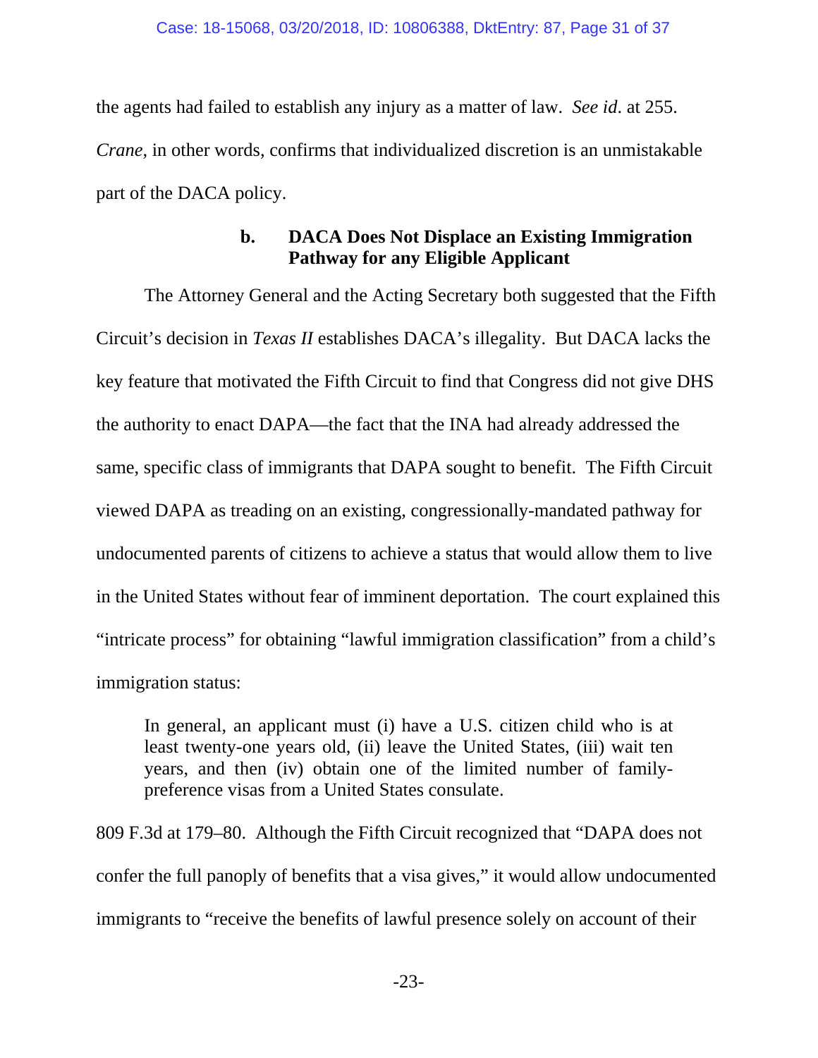the agents had failed to establish any injury as a matter of law. *See id*. at 255. *Crane*, in other words, confirms that individualized discretion is an unmistakable part of the DACA policy.

### b. DACA Does Not Displace an Existing Immigration Pathway for any Eligible Applicant

The Attorney General and the Acting Secretary both suggested that the Fifth Circuit's decision in *Texas II* establishes DACA's illegality. But DACA lacks the key feature that motivated the Fifth Circuit to find that Congress did not give DHS the authority to enact DAPA—the fact that the INA had already addressed the same, specific class of immigrants that DAPA sought to benefit. The Fifth Circuit viewed DAPA as treading on an existing, congressionally-mandated pathway for undocumented parents of citizens to achieve a status that would allow them to live in the United States without fear of imminent deportation. The court explained this "intricate process" for obtaining "lawful immigration classification" from a child's immigration status:

> In general, an applicant must (i) have a U.S. citizen child who is at least twenty-one years old, (ii) leave the United States, (iii) wait ten years, and then (iv) obtain one of the limited number of family-preference visas from a United States consulate.

809 F.3d at 179–80. Although the Fifth Circuit recognized that "DAPA does not confer the full panoply of benefits that a visa gives," it would allow undocumented immigrants to "receive the benefits of lawful presence solely on account of their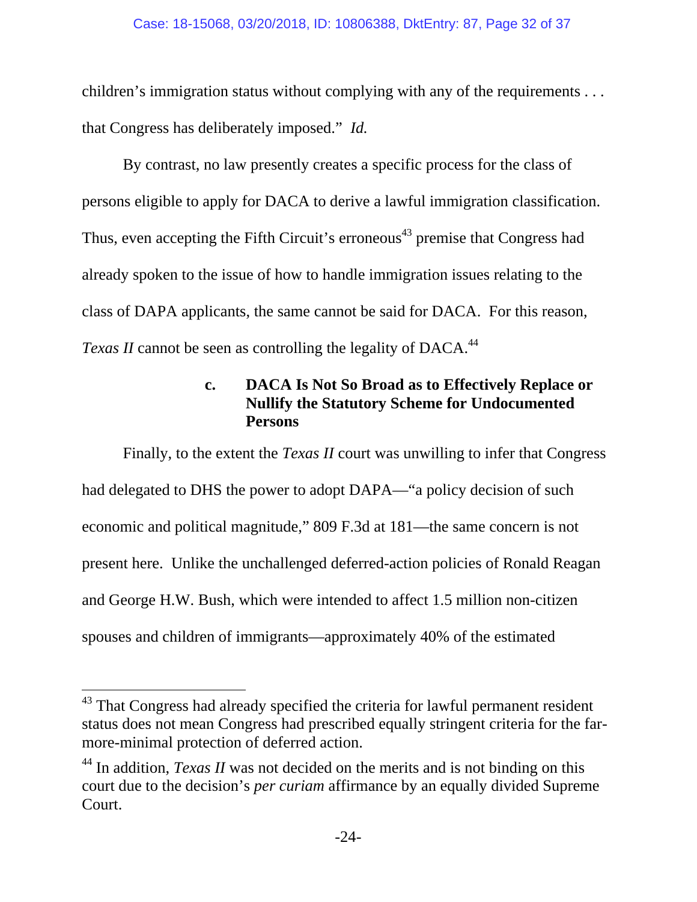children's immigration status without complying with any of the requirements . . . that Congress has deliberately imposed." *Id.*

By contrast, no law presently creates a specific process for the class of persons eligible to apply for DACA to derive a lawful immigration classification. Thus, even accepting the Fifth Circuit's erroneous[43] premise that Congress had already spoken to the issue of how to handle immigration issues relating to the class of DAPA applicants, the same cannot be said for DACA. For this reason, *Texas II* cannot be seen as controlling the legality of DACA.[44]

#### c. DACA Is Not So Broad as to Effectively Replace or Nullify the Statutory Scheme for Undocumented Persons

Finally, to the extent the *Texas II* court was unwilling to infer that Congress had delegated to DHS the power to adopt DAPA—"a policy decision of such economic and political magnitude," 809 F.3d at 181—the same concern is not present here. Unlike the unchallenged deferred-action policies of Ronald Reagan and George H.W. Bush, which were intended to affect 1.5 million non-citizen spouses and children of immigrants—approximately 40% of the estimated

---

[43] That Congress had already specified the criteria for lawful permanent resident status does not mean Congress had prescribed equally stringent criteria for the far-more-minimal protection of deferred action.

[44] In addition, *Texas II* was not decided on the merits and is not binding on this court due to the decision's *per curiam* affirmance by an equally divided Supreme Court.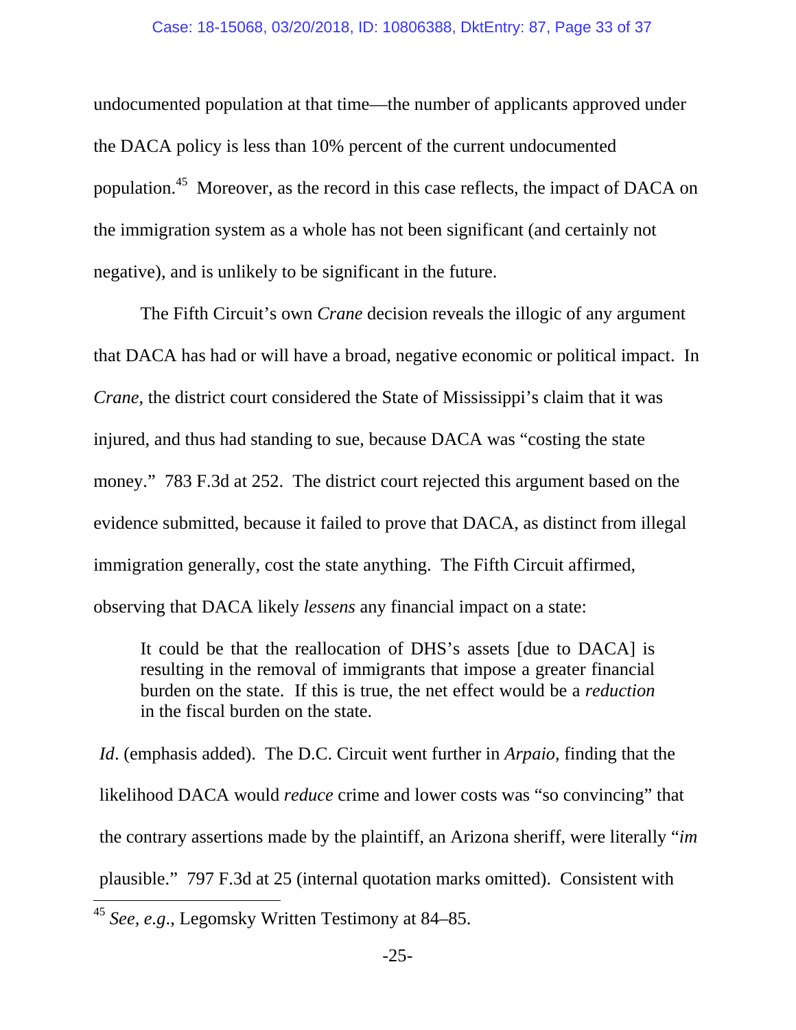undocumented population at that time—the number of applicants approved under the DACA policy is less than 10% percent of the current undocumented population.[45] Moreover, as the record in this case reflects, the impact of DACA on the immigration system as a whole has not been significant (and certainly not negative), and is unlikely to be significant in the future.

The Fifth Circuit's own *Crane* decision reveals the illogic of any argument that DACA has had or will have a broad, negative economic or political impact. In *Crane*, the district court considered the State of Mississippi's claim that it was injured, and thus had standing to sue, because DACA was "costing the state money." 783 F.3d at 252. The district court rejected this argument based on the evidence submitted, because it failed to prove that DACA, as distinct from illegal immigration generally, cost the state anything. The Fifth Circuit affirmed, observing that DACA likely *lessens* any financial impact on a state:

> It could be that the reallocation of DHS's assets [due to DACA] is resulting in the removal of immigrants that impose a greater financial burden on the state. If this is true, the net effect would be a *reduction* in the fiscal burden on the state.

*Id*. (emphasis added). The D.C. Circuit went further in *Arpaio*, finding that the likelihood DACA would *reduce* crime and lower costs was "so convincing" that the contrary assertions made by the plaintiff, an Arizona sheriff, were literally "*im* plausible." 797 F.3d at 25 (internal quotation marks omitted). Consistent with

[45] *See, e.g.*, Legomsky Written Testimony at 84–85.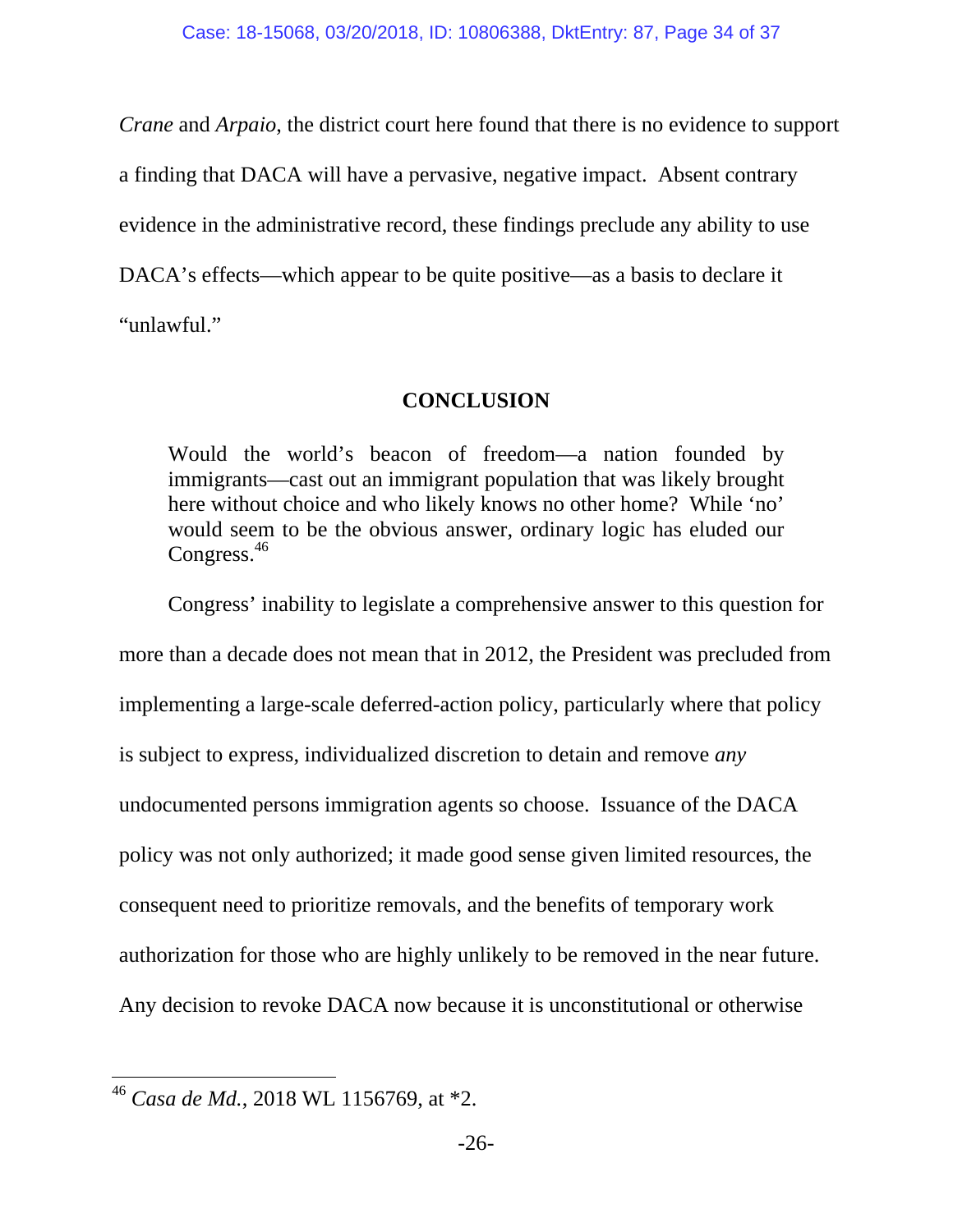*Crane* and *Arpaio*, the district court here found that there is no evidence to support a finding that DACA will have a pervasive, negative impact. Absent contrary evidence in the administrative record, these findings preclude any ability to use DACA's effects—which appear to be quite positive—as a basis to declare it "unlawful."

## CONCLUSION

> Would the world's beacon of freedom—a nation founded by immigrants—cast out an immigrant population that was likely brought here without choice and who likely knows no other home? While 'no' would seem to be the obvious answer, ordinary logic has eluded our Congress.[46]

Congress' inability to legislate a comprehensive answer to this question for more than a decade does not mean that in 2012, the President was precluded from implementing a large-scale deferred-action policy, particularly where that policy is subject to express, individualized discretion to detain and remove *any* undocumented persons immigration agents so choose. Issuance of the DACA policy was not only authorized; it made good sense given limited resources, the consequent need to prioritize removals, and the benefits of temporary work authorization for those who are highly unlikely to be removed in the near future. Any decision to revoke DACA now because it is unconstitutional or otherwise

---

[46] *Casa de Md.*, 2018 WL 1156769, at *2.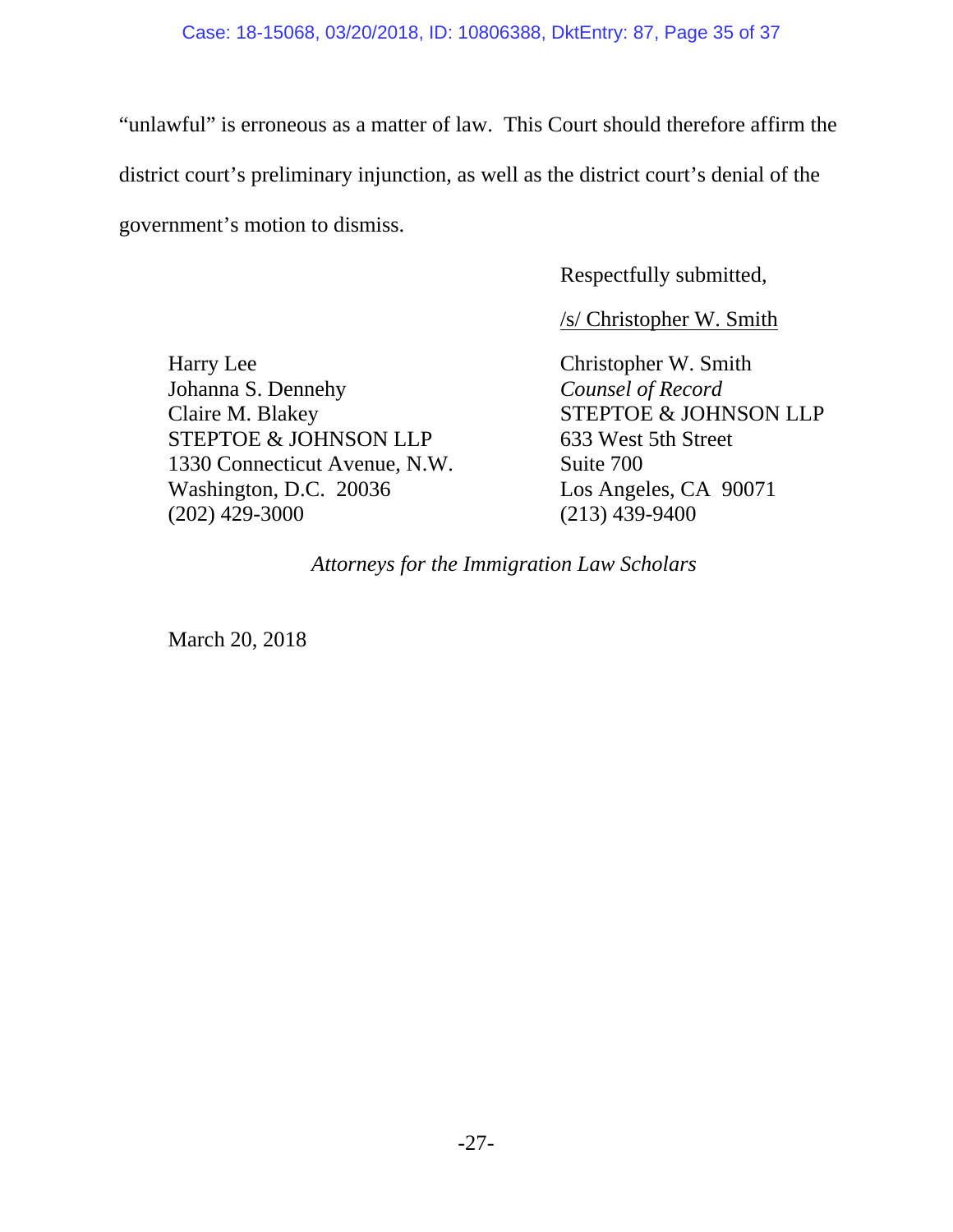"unlawful" is erroneous as a matter of law. This Court should therefore affirm the district court's preliminary injunction, as well as the district court's denial of the government's motion to dismiss.

Respectfully submitted,

/s/ Christopher W. Smith

Christopher W. Smith
*Counsel of Record*
STEPTOE & JOHNSON LLP
633 West 5th Street
Suite 700
Los Angeles, CA 90071
(213) 439-9400

Harry Lee
Johanna S. Dennehy
Claire M. Blakey
STEPTOE & JOHNSON LLP
1330 Connecticut Avenue, N.W.
Washington, D.C. 20036
(202) 429-3000

*Attorneys for the Immigration Law Scholars*

March 20, 2018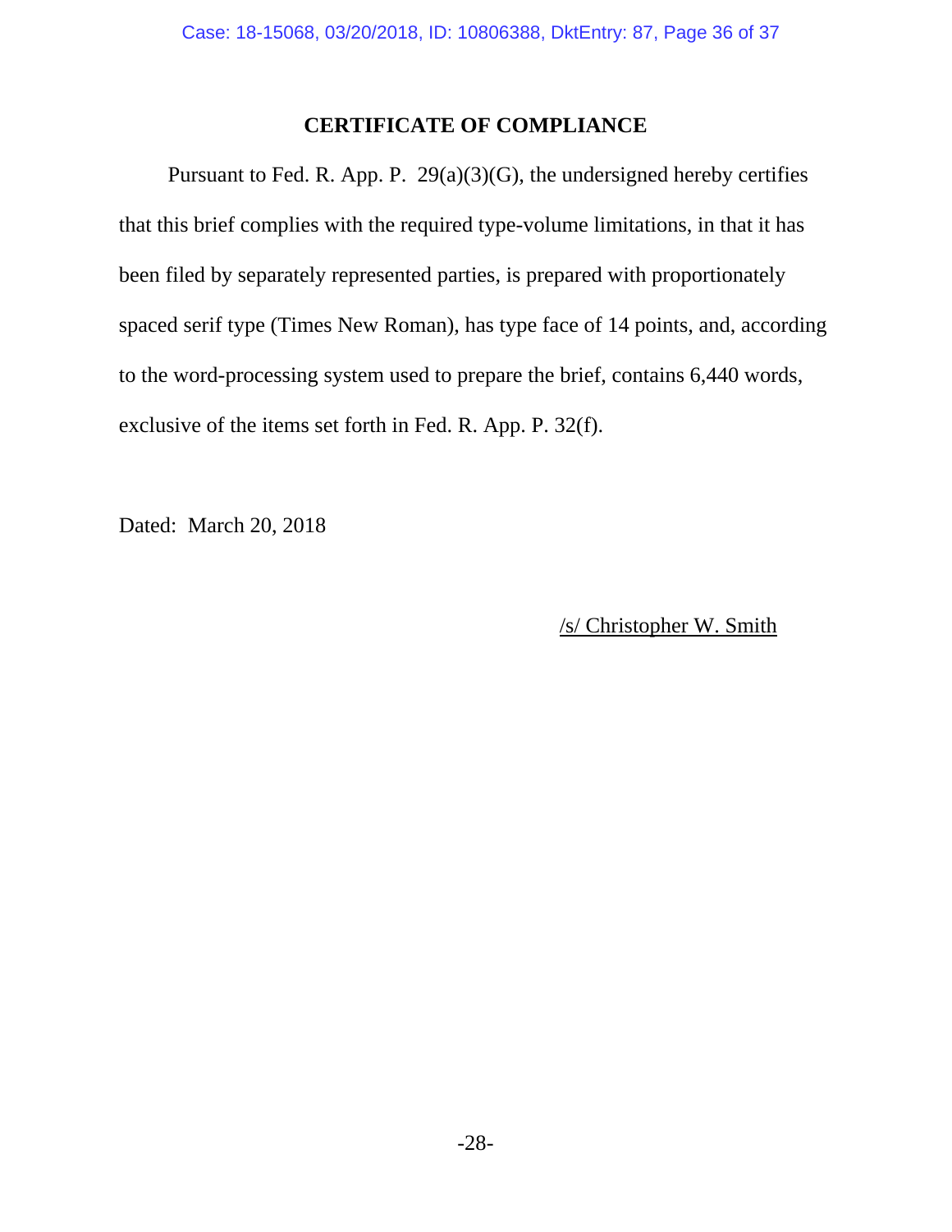## CERTIFICATE OF COMPLIANCE

Pursuant to Fed. R. App. P. 29(a)(3)(G), the undersigned hereby certifies that this brief complies with the required type-volume limitations, in that it has been filed by separately represented parties, is prepared with proportionately spaced serif type (Times New Roman), has type face of 14 points, and, according to the word-processing system used to prepare the brief, contains 6,440 words, exclusive of the items set forth in Fed. R. App. P. 32(f).

Dated: March 20, 2018

/s/ Christopher W. Smith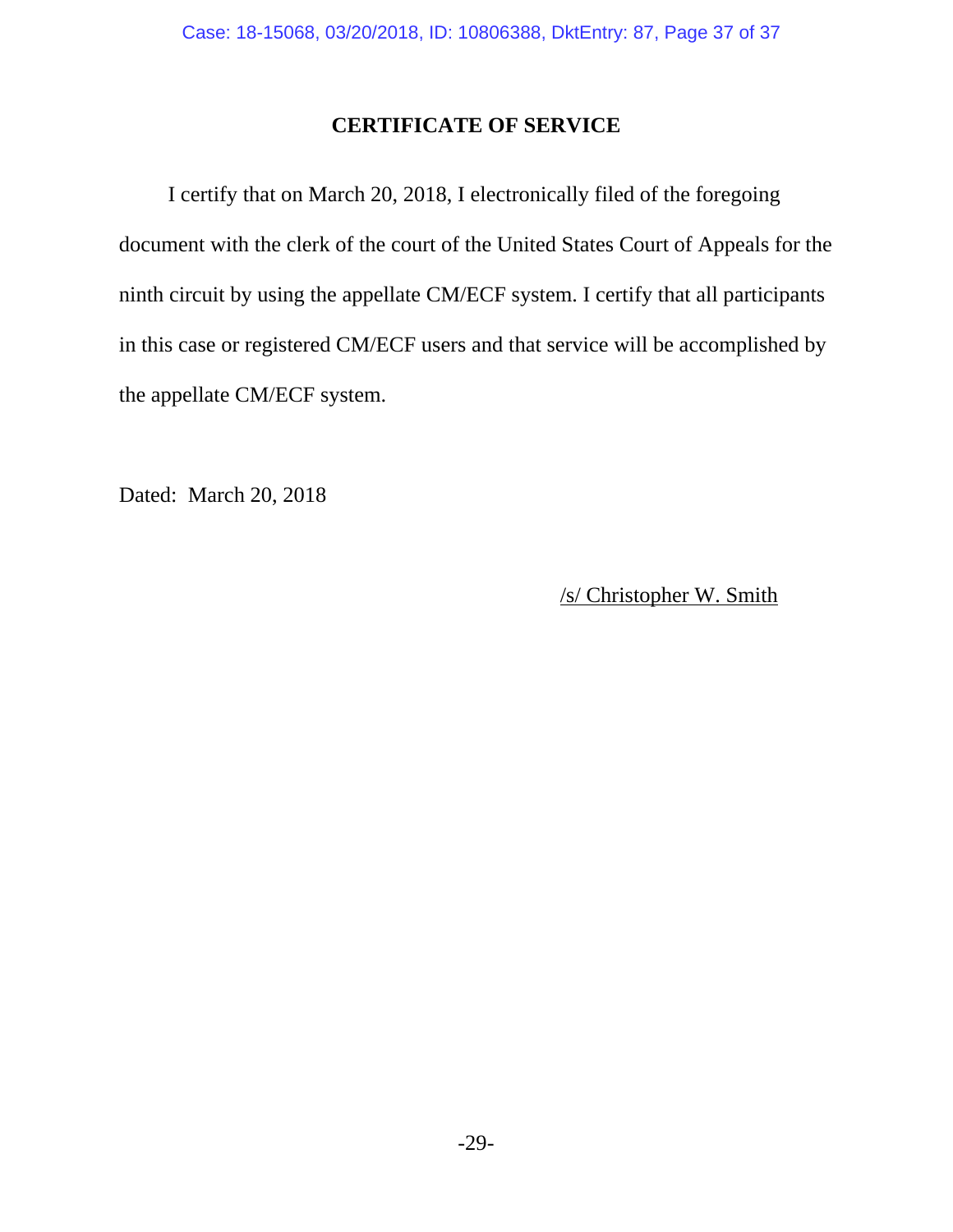## CERTIFICATE OF SERVICE

I certify that on March 20, 2018, I electronically filed of the foregoing document with the clerk of the court of the United States Court of Appeals for the ninth circuit by using the appellate CM/ECF system. I certify that all participants in this case or registered CM/ECF users and that service will be accomplished by the appellate CM/ECF system.

Dated: March 20, 2018

/s/ Christopher W. Smith